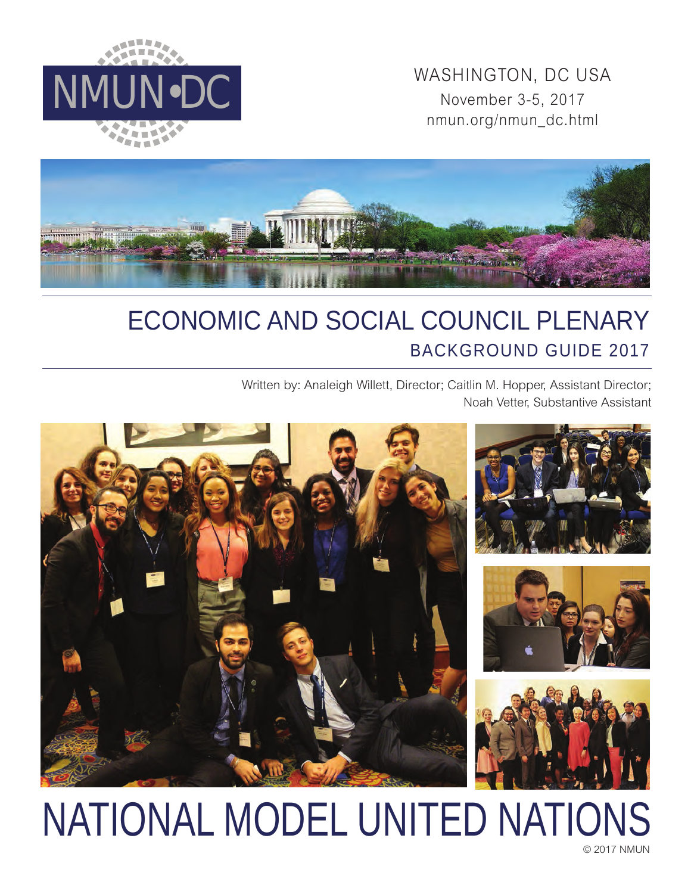NMUN•DC

WASHINGTON, DC USA
November 3-5, 2017
nmun.org/nmun_dc.html

# ECONOMIC AND SOCIAL COUNCIL PLENARY

## BACKGROUND GUIDE 2017

Written by: Analeigh Willett, Director; Caitlin M. Hopper, Assistant Director; Noah Vetter, Substantive Assistant

# NATIONAL MODEL UNITED NATIONS

© 2017 NMUN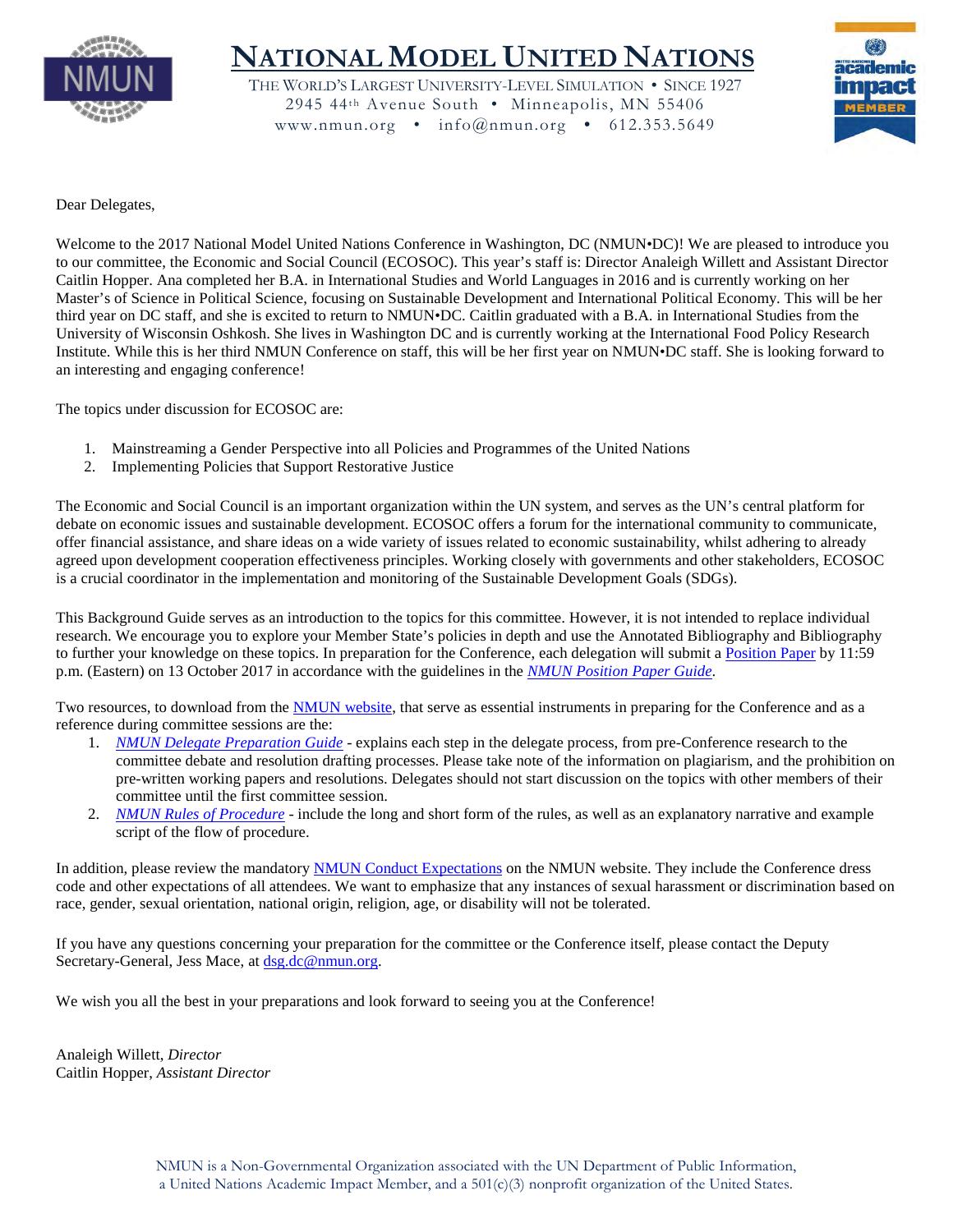# NATIONAL MODEL UNITED NATIONS

THE WORLD'S LARGEST UNIVERSITY-LEVEL SIMULATION • SINCE 1927
2945 44th Avenue South • Minneapolis, MN 55406
www.nmun.org • info@nmun.org • 612.353.5649

Dear Delegates,

Welcome to the 2017 National Model United Nations Conference in Washington, DC (NMUN•DC)! We are pleased to introduce you to our committee, the Economic and Social Council (ECOSOC). This year's staff is: Director Analeigh Willett and Assistant Director Caitlin Hopper. Ana completed her B.A. in International Studies and World Languages in 2016 and is currently working on her Master's of Science in Political Science, focusing on Sustainable Development and International Political Economy. This will be her third year on DC staff, and she is excited to return to NMUN•DC. Caitlin graduated with a B.A. in International Studies from the University of Wisconsin Oshkosh. She lives in Washington DC and is currently working at the International Food Policy Research Institute. While this is her third NMUN Conference on staff, this will be her first year on NMUN•DC staff. She is looking forward to an interesting and engaging conference!

The topics under discussion for ECOSOC are:

1. Mainstreaming a Gender Perspective into all Policies and Programmes of the United Nations
2. Implementing Policies that Support Restorative Justice

The Economic and Social Council is an important organization within the UN system, and serves as the UN's central platform for debate on economic issues and sustainable development. ECOSOC offers a forum for the international community to communicate, offer financial assistance, and share ideas on a wide variety of issues related to economic sustainability, whilst adhering to already agreed upon development cooperation effectiveness principles. Working closely with governments and other stakeholders, ECOSOC is a crucial coordinator in the implementation and monitoring of the Sustainable Development Goals (SDGs).

This Background Guide serves as an introduction to the topics for this committee. However, it is not intended to replace individual research. We encourage you to explore your Member State's policies in depth and use the Annotated Bibliography and Bibliography to further your knowledge on these topics. In preparation for the Conference, each delegation will submit a Position Paper by 11:59 p.m. (Eastern) on 13 October 2017 in accordance with the guidelines in the *NMUN Position Paper Guide*.

Two resources, to download from the NMUN website, that serve as essential instruments in preparing for the Conference and as a reference during committee sessions are the:

1. *NMUN Delegate Preparation Guide* - explains each step in the delegate process, from pre-Conference research to the committee debate and resolution drafting processes. Please take note of the information on plagiarism, and the prohibition on pre-written working papers and resolutions. Delegates should not start discussion on the topics with other members of their committee until the first committee session.
2. *NMUN Rules of Procedure* - include the long and short form of the rules, as well as an explanatory narrative and example script of the flow of procedure.

In addition, please review the mandatory NMUN Conduct Expectations on the NMUN website. They include the Conference dress code and other expectations of all attendees. We want to emphasize that any instances of sexual harassment or discrimination based on race, gender, sexual orientation, national origin, religion, age, or disability will not be tolerated.

If you have any questions concerning your preparation for the committee or the Conference itself, please contact the Deputy Secretary-General, Jess Mace, at dsg.dc@nmun.org.

We wish you all the best in your preparations and look forward to seeing you at the Conference!

Analeigh Willett, *Director*
Caitlin Hopper, *Assistant Director*

NMUN is a Non-Governmental Organization associated with the UN Department of Public Information, a United Nations Academic Impact Member, and a 501(c)(3) nonprofit organization of the United States.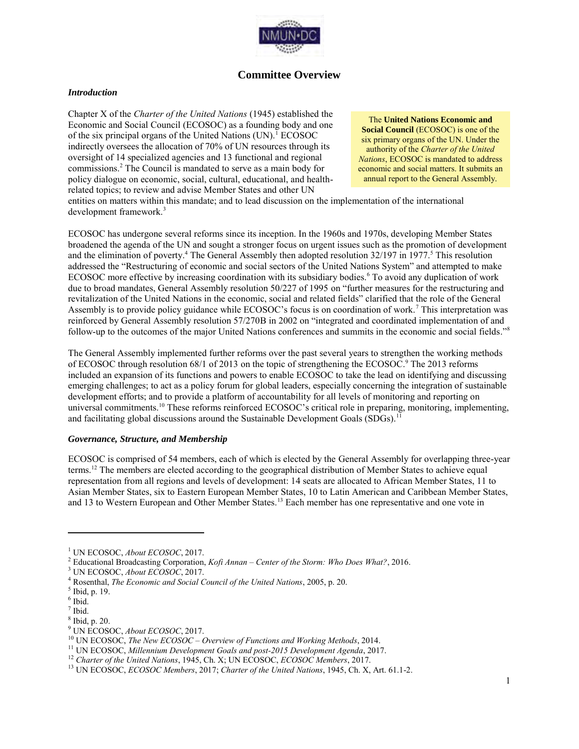# Committee Overview

### *Introduction*

> The **United Nations Economic and Social Council** (ECOSOC) is one of the six primary organs of the UN. Under the authority of the *Charter of the United Nations*, ECOSOC is mandated to address economic and social matters. It submits an annual report to the General Assembly.

Chapter X of the *Charter of the United Nations* (1945) established the Economic and Social Council (ECOSOC) as a founding body and one of the six principal organs of the United Nations (UN).[1] ECOSOC indirectly oversees the allocation of 70% of UN resources through its oversight of 14 specialized agencies and 13 functional and regional commissions.[2] The Council is mandated to serve as a main body for policy dialogue on economic, social, cultural, educational, and health-related topics; to review and advise Member States and other UN entities on matters within this mandate; and to lead discussion on the implementation of the international development framework.[3]

ECOSOC has undergone several reforms since its inception. In the 1960s and 1970s, developing Member States broadened the agenda of the UN and sought a stronger focus on urgent issues such as the promotion of development and the elimination of poverty.[4] The General Assembly then adopted resolution 32/197 in 1977.[5] This resolution addressed the "Restructuring of economic and social sectors of the United Nations System" and attempted to make ECOSOC more effective by increasing coordination with its subsidiary bodies.[6] To avoid any duplication of work due to broad mandates, General Assembly resolution 50/227 of 1995 on "further measures for the restructuring and revitalization of the United Nations in the economic, social and related fields" clarified that the role of the General Assembly is to provide policy guidance while ECOSOC's focus is on coordination of work.[7] This interpretation was reinforced by General Assembly resolution 57/270B in 2002 on "integrated and coordinated implementation of and follow-up to the outcomes of the major United Nations conferences and summits in the economic and social fields."[8]

The General Assembly implemented further reforms over the past several years to strengthen the working methods of ECOSOC through resolution 68/1 of 2013 on the topic of strengthening the ECOSOC.[9] The 2013 reforms included an expansion of its functions and powers to enable ECOSOC to take the lead on identifying and discussing emerging challenges; to act as a policy forum for global leaders, especially concerning the integration of sustainable development efforts; and to provide a platform of accountability for all levels of monitoring and reporting on universal commitments.[10] These reforms reinforced ECOSOC's critical role in preparing, monitoring, implementing, and facilitating global discussions around the Sustainable Development Goals (SDGs).[11]

### *Governance, Structure, and Membership*

ECOSOC is comprised of 54 members, each of which is elected by the General Assembly for overlapping three-year terms.[12] The members are elected according to the geographical distribution of Member States to achieve equal representation from all regions and levels of development: 14 seats are allocated to African Member States, 11 to Asian Member States, six to Eastern European Member States, 10 to Latin American and Caribbean Member States, and 13 to Western European and Other Member States.[13] Each member has one representative and one vote in

---

[1] UN ECOSOC, *About ECOSOC*, 2017.
[2] Educational Broadcasting Corporation, *Kofi Annan – Center of the Storm: Who Does What?*, 2016.
[3] UN ECOSOC, *About ECOSOC*, 2017.
[4] Rosenthal, *The Economic and Social Council of the United Nations*, 2005, p. 20.
[5] Ibid, p. 19.
[6] Ibid.
[7] Ibid.
[8] Ibid, p. 20.
[9] UN ECOSOC, *About ECOSOC*, 2017.
[10] UN ECOSOC, *The New ECOSOC – Overview of Functions and Working Methods*, 2014.
[11] UN ECOSOC, *Millennium Development Goals and post-2015 Development Agenda*, 2017.
[12] *Charter of the United Nations*, 1945, Ch. X; UN ECOSOC, *ECOSOC Members*, 2017.
[13] UN ECOSOC, *ECOSOC Members*, 2017; *Charter of the United Nations*, 1945, Ch. X, Art. 61.1-2.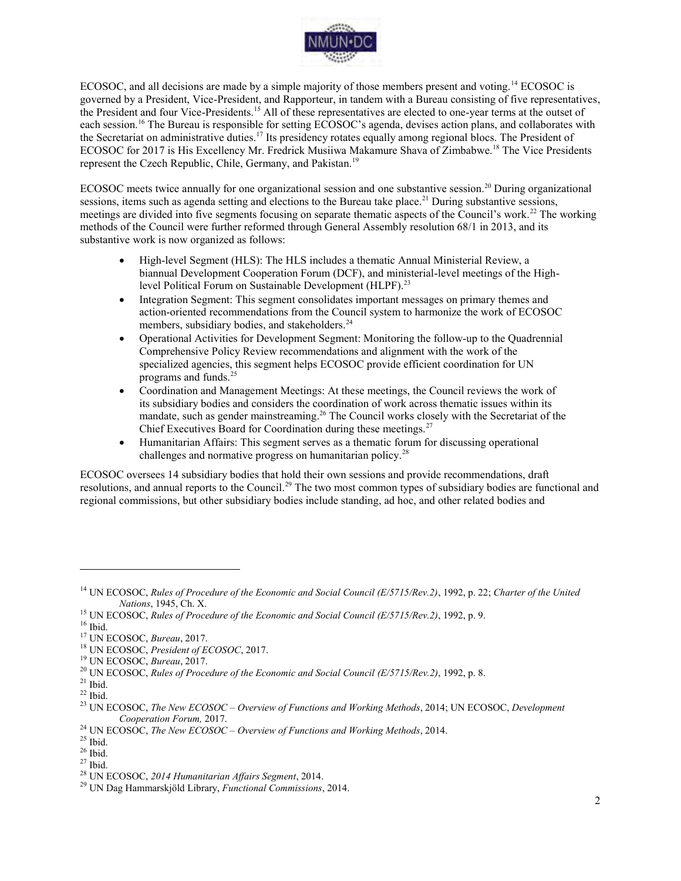ECOSOC, and all decisions are made by a simple majority of those members present and voting.[14] ECOSOC is governed by a President, Vice-President, and Rapporteur, in tandem with a Bureau consisting of five representatives, the President and four Vice-Presidents.[15] All of these representatives are elected to one-year terms at the outset of each session.[16] The Bureau is responsible for setting ECOSOC's agenda, devises action plans, and collaborates with the Secretariat on administrative duties.[17] Its presidency rotates equally among regional blocs. The President of ECOSOC for 2017 is His Excellency Mr. Fredrick Musiiwa Makamure Shava of Zimbabwe.[18] The Vice Presidents represent the Czech Republic, Chile, Germany, and Pakistan.[19]

ECOSOC meets twice annually for one organizational session and one substantive session.[20] During organizational sessions, items such as agenda setting and elections to the Bureau take place.[21] During substantive sessions, meetings are divided into five segments focusing on separate thematic aspects of the Council's work.[22] The working methods of the Council were further reformed through General Assembly resolution 68/1 in 2013, and its substantive work is now organized as follows:

- High-level Segment (HLS): The HLS includes a thematic Annual Ministerial Review, a biannual Development Cooperation Forum (DCF), and ministerial-level meetings of the High-level Political Forum on Sustainable Development (HLPF).[23]
- Integration Segment: This segment consolidates important messages on primary themes and action-oriented recommendations from the Council system to harmonize the work of ECOSOC members, subsidiary bodies, and stakeholders.[24]
- Operational Activities for Development Segment: Monitoring the follow-up to the Quadrennial Comprehensive Policy Review recommendations and alignment with the work of the specialized agencies, this segment helps ECOSOC provide efficient coordination for UN programs and funds.[25]
- Coordination and Management Meetings: At these meetings, the Council reviews the work of its subsidiary bodies and considers the coordination of work across thematic issues within its mandate, such as gender mainstreaming.[26] The Council works closely with the Secretariat of the Chief Executives Board for Coordination during these meetings.[27]
- Humanitarian Affairs: This segment serves as a thematic forum for discussing operational challenges and normative progress on humanitarian policy.[28]

ECOSOC oversees 14 subsidiary bodies that hold their own sessions and provide recommendations, draft resolutions, and annual reports to the Council.[29] The two most common types of subsidiary bodies are functional and regional commissions, but other subsidiary bodies include standing, ad hoc, and other related bodies and

---

[14] UN ECOSOC, *Rules of Procedure of the Economic and Social Council (E/5715/Rev.2)*, 1992, p. 22; *Charter of the United Nations*, 1945, Ch. X.

[15] UN ECOSOC, *Rules of Procedure of the Economic and Social Council (E/5715/Rev.2)*, 1992, p. 9.

[16] Ibid.

[17] UN ECOSOC, *Bureau*, 2017.

[18] UN ECOSOC, *President of ECOSOC*, 2017.

[19] UN ECOSOC, *Bureau*, 2017.

[20] UN ECOSOC, *Rules of Procedure of the Economic and Social Council (E/5715/Rev.2)*, 1992, p. 8.

[21] Ibid.

[22] Ibid.

[23] UN ECOSOC, *The New ECOSOC – Overview of Functions and Working Methods*, 2014; UN ECOSOC, *Development Cooperation Forum,* 2017.

[24] UN ECOSOC, *The New ECOSOC – Overview of Functions and Working Methods*, 2014.

[25] Ibid.

[26] Ibid.

[27] Ibid.

[28] UN ECOSOC, *2014 Humanitarian Affairs Segment*, 2014.

[29] UN Dag Hammarskjöld Library, *Functional Commissions*, 2014.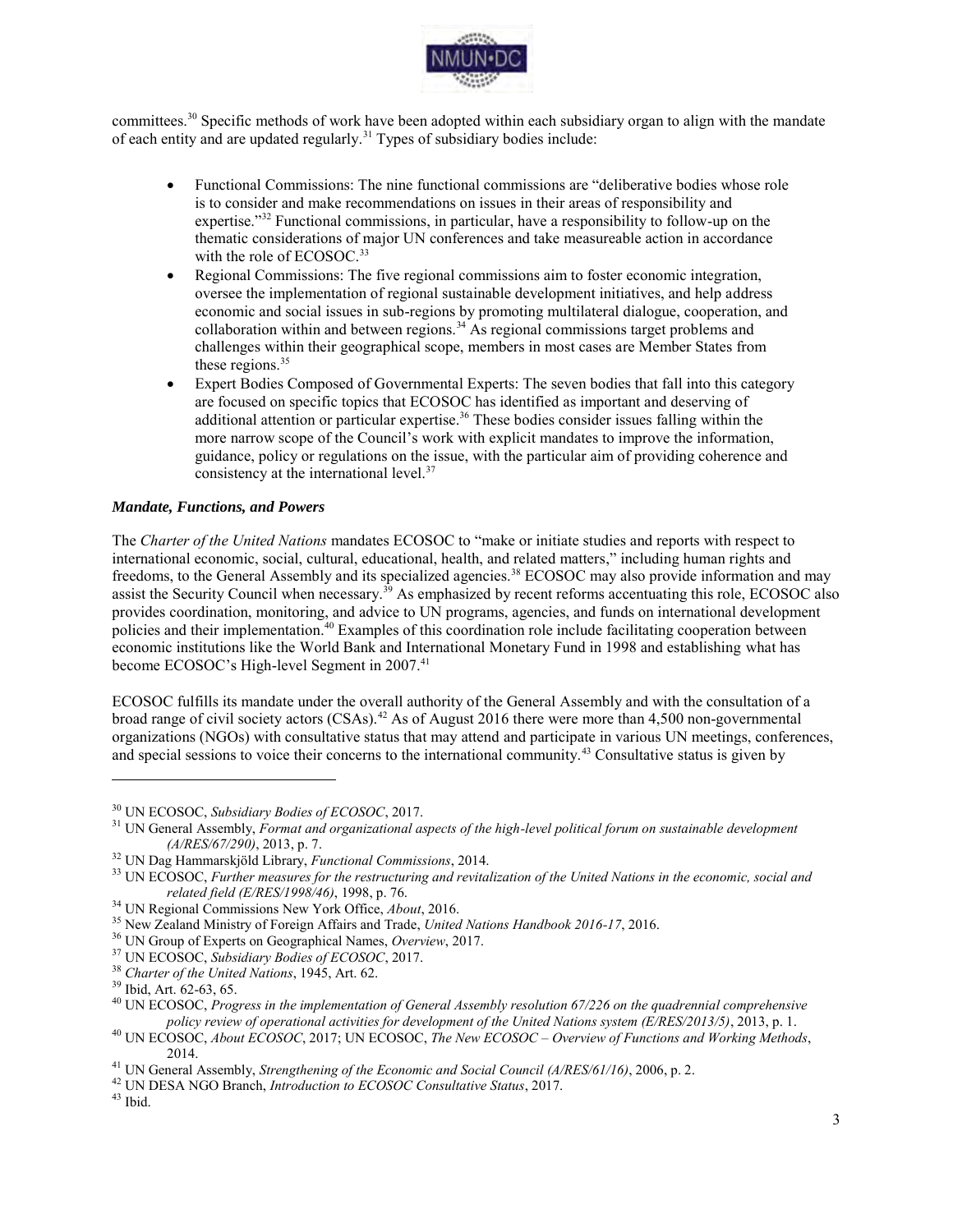committees.[30] Specific methods of work have been adopted within each subsidiary organ to align with the mandate of each entity and are updated regularly.[31] Types of subsidiary bodies include:

- Functional Commissions: The nine functional commissions are "deliberative bodies whose role is to consider and make recommendations on issues in their areas of responsibility and expertise."[32] Functional commissions, in particular, have a responsibility to follow-up on the thematic considerations of major UN conferences and take measureable action in accordance with the role of ECOSOC.[33]
- Regional Commissions: The five regional commissions aim to foster economic integration, oversee the implementation of regional sustainable development initiatives, and help address economic and social issues in sub-regions by promoting multilateral dialogue, cooperation, and collaboration within and between regions.[34] As regional commissions target problems and challenges within their geographical scope, members in most cases are Member States from these regions.[35]
- Expert Bodies Composed of Governmental Experts: The seven bodies that fall into this category are focused on specific topics that ECOSOC has identified as important and deserving of additional attention or particular expertise.[36] These bodies consider issues falling within the more narrow scope of the Council's work with explicit mandates to improve the information, guidance, policy or regulations on the issue, with the particular aim of providing coherence and consistency at the international level.[37]

### *Mandate, Functions, and Powers*

The *Charter of the United Nations* mandates ECOSOC to "make or initiate studies and reports with respect to international economic, social, cultural, educational, health, and related matters," including human rights and freedoms, to the General Assembly and its specialized agencies.[38] ECOSOC may also provide information and may assist the Security Council when necessary.[39] As emphasized by recent reforms accentuating this role, ECOSOC also provides coordination, monitoring, and advice to UN programs, agencies, and funds on international development policies and their implementation.[40] Examples of this coordination role include facilitating cooperation between economic institutions like the World Bank and International Monetary Fund in 1998 and establishing what has become ECOSOC's High-level Segment in 2007.[41]

ECOSOC fulfills its mandate under the overall authority of the General Assembly and with the consultation of a broad range of civil society actors (CSAs).[42] As of August 2016 there were more than 4,500 non-governmental organizations (NGOs) with consultative status that may attend and participate in various UN meetings, conferences, and special sessions to voice their concerns to the international community.[43] Consultative status is given by

---

[30] UN ECOSOC, *Subsidiary Bodies of ECOSOC*, 2017.

[31] UN General Assembly, *Format and organizational aspects of the high-level political forum on sustainable development (A/RES/67/290)*, 2013, p. 7.

[32] UN Dag Hammarskjöld Library, *Functional Commissions*, 2014.

[33] UN ECOSOC, *Further measures for the restructuring and revitalization of the United Nations in the economic, social and related field (E/RES/1998/46)*, 1998, p. 76.

[34] UN Regional Commissions New York Office, *About*, 2016.

[35] New Zealand Ministry of Foreign Affairs and Trade, *United Nations Handbook 2016-17*, 2016.

[36] UN Group of Experts on Geographical Names, *Overview*, 2017.

[37] UN ECOSOC, *Subsidiary Bodies of ECOSOC*, 2017.

[38] *Charter of the United Nations*, 1945, Art. 62.

[39] Ibid, Art. 62-63, 65.

[40] UN ECOSOC, *Progress in the implementation of General Assembly resolution 67/226 on the quadrennial comprehensive policy review of operational activities for development of the United Nations system (E/RES/2013/5)*, 2013, p. 1.

[40] UN ECOSOC, *About ECOSOC*, 2017; UN ECOSOC, *The New ECOSOC – Overview of Functions and Working Methods*, 2014.

[41] UN General Assembly, *Strengthening of the Economic and Social Council (A/RES/61/16)*, 2006, p. 2.

[42] UN DESA NGO Branch, *Introduction to ECOSOC Consultative Status*, 2017.

[43] Ibid.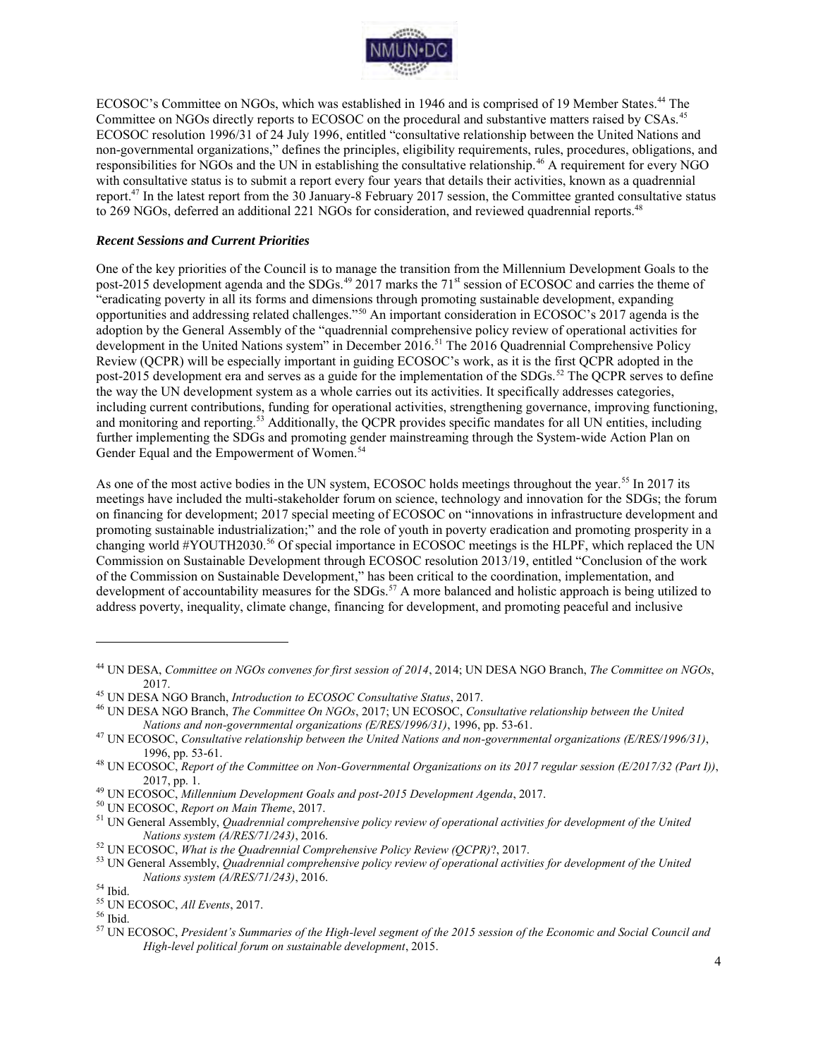ECOSOC's Committee on NGOs, which was established in 1946 and is comprised of 19 Member States.[44] The Committee on NGOs directly reports to ECOSOC on the procedural and substantive matters raised by CSAs.[45] ECOSOC resolution 1996/31 of 24 July 1996, entitled "consultative relationship between the United Nations and non-governmental organizations," defines the principles, eligibility requirements, rules, procedures, obligations, and responsibilities for NGOs and the UN in establishing the consultative relationship.[46] A requirement for every NGO with consultative status is to submit a report every four years that details their activities, known as a quadrennial report.[47] In the latest report from the 30 January-8 February 2017 session, the Committee granted consultative status to 269 NGOs, deferred an additional 221 NGOs for consideration, and reviewed quadrennial reports.[48]

### *Recent Sessions and Current Priorities*

One of the key priorities of the Council is to manage the transition from the Millennium Development Goals to the post-2015 development agenda and the SDGs.[49] 2017 marks the 71st session of ECOSOC and carries the theme of "eradicating poverty in all its forms and dimensions through promoting sustainable development, expanding opportunities and addressing related challenges."[50] An important consideration in ECOSOC's 2017 agenda is the adoption by the General Assembly of the "quadrennial comprehensive policy review of operational activities for development in the United Nations system" in December 2016.[51] The 2016 Quadrennial Comprehensive Policy Review (QCPR) will be especially important in guiding ECOSOC's work, as it is the first QCPR adopted in the post-2015 development era and serves as a guide for the implementation of the SDGs.[52] The QCPR serves to define the way the UN development system as a whole carries out its activities. It specifically addresses categories, including current contributions, funding for operational activities, strengthening governance, improving functioning, and monitoring and reporting.[53] Additionally, the QCPR provides specific mandates for all UN entities, including further implementing the SDGs and promoting gender mainstreaming through the System-wide Action Plan on Gender Equal and the Empowerment of Women.[54]

As one of the most active bodies in the UN system, ECOSOC holds meetings throughout the year.[55] In 2017 its meetings have included the multi-stakeholder forum on science, technology and innovation for the SDGs; the forum on financing for development; 2017 special meeting of ECOSOC on "innovations in infrastructure development and promoting sustainable industrialization;" and the role of youth in poverty eradication and promoting prosperity in a changing world #YOUTH2030.[56] Of special importance in ECOSOC meetings is the HLPF, which replaced the UN Commission on Sustainable Development through ECOSOC resolution 2013/19, entitled "Conclusion of the work of the Commission on Sustainable Development," has been critical to the coordination, implementation, and development of accountability measures for the SDGs.[57] A more balanced and holistic approach is being utilized to address poverty, inequality, climate change, financing for development, and promoting peaceful and inclusive

---

[44] UN DESA, *Committee on NGOs convenes for first session of 2014*, 2014; UN DESA NGO Branch, *The Committee on NGOs*, 2017.

[45] UN DESA NGO Branch, *Introduction to ECOSOC Consultative Status*, 2017.

[46] UN DESA NGO Branch, *The Committee On NGOs*, 2017; UN ECOSOC, *Consultative relationship between the United Nations and non-governmental organizations (E/RES/1996/31)*, 1996, pp. 53-61.

[47] UN ECOSOC, *Consultative relationship between the United Nations and non-governmental organizations (E/RES/1996/31)*, 1996, pp. 53-61.

[48] UN ECOSOC, *Report of the Committee on Non-Governmental Organizations on its 2017 regular session (E/2017/32 (Part I))*, 2017, pp. 1.

[49] UN ECOSOC, *Millennium Development Goals and post-2015 Development Agenda*, 2017.

[50] UN ECOSOC, *Report on Main Theme*, 2017.

[51] UN General Assembly, *Quadrennial comprehensive policy review of operational activities for development of the United Nations system (A/RES/71/243)*, 2016.

[52] UN ECOSOC, *What is the Quadrennial Comprehensive Policy Review (QCPR)?*, 2017.

[53] UN General Assembly, *Quadrennial comprehensive policy review of operational activities for development of the United Nations system (A/RES/71/243)*, 2016.

[54] Ibid.

[55] UN ECOSOC, *All Events*, 2017.

[56] Ibid.

[57] UN ECOSOC, *President's Summaries of the High-level segment of the 2015 session of the Economic and Social Council and High-level political forum on sustainable development*, 2015.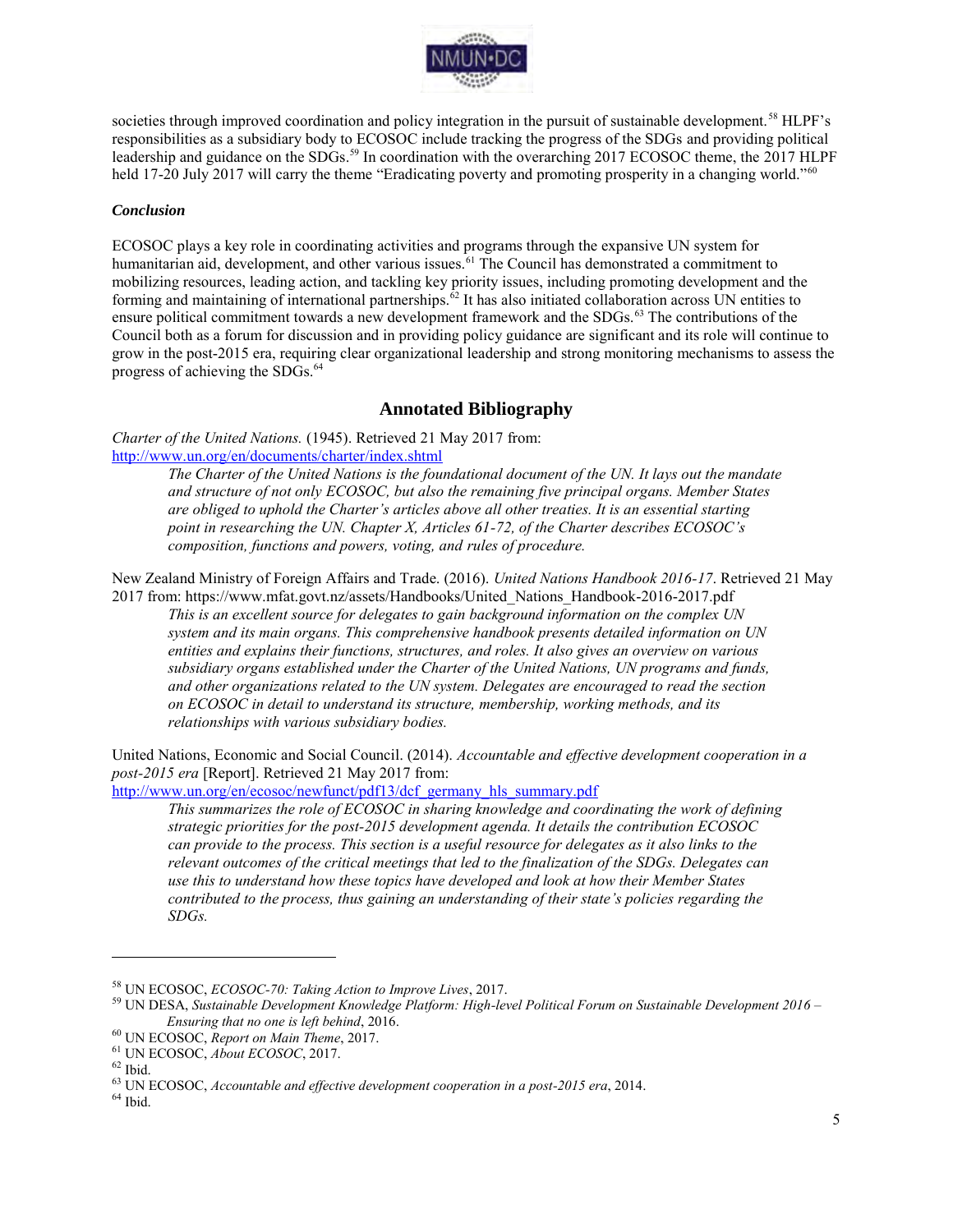societies through improved coordination and policy integration in the pursuit of sustainable development.[58] HLPF's responsibilities as a subsidiary body to ECOSOC include tracking the progress of the SDGs and providing political leadership and guidance on the SDGs.[59] In coordination with the overarching 2017 ECOSOC theme, the 2017 HLPF held 17-20 July 2017 will carry the theme "Eradicating poverty and promoting prosperity in a changing world."[60]

### *Conclusion*

ECOSOC plays a key role in coordinating activities and programs through the expansive UN system for humanitarian aid, development, and other various issues.[61] The Council has demonstrated a commitment to mobilizing resources, leading action, and tackling key priority issues, including promoting development and the forming and maintaining of international partnerships.[62] It has also initiated collaboration across UN entities to ensure political commitment towards a new development framework and the SDGs.[63] The contributions of the Council both as a forum for discussion and in providing policy guidance are significant and its role will continue to grow in the post-2015 era, requiring clear organizational leadership and strong monitoring mechanisms to assess the progress of achieving the SDGs.[64]

## Annotated Bibliography

*Charter of the United Nations.* (1945). Retrieved 21 May 2017 from: http://www.un.org/en/documents/charter/index.shtml

> *The Charter of the United Nations is the foundational document of the UN. It lays out the mandate and structure of not only ECOSOC, but also the remaining five principal organs. Member States are obliged to uphold the Charter's articles above all other treaties. It is an essential starting point in researching the UN. Chapter X, Articles 61-72, of the Charter describes ECOSOC's composition, functions and powers, voting, and rules of procedure.*

New Zealand Ministry of Foreign Affairs and Trade. (2016). *United Nations Handbook 2016-17*. Retrieved 21 May 2017 from: https://www.mfat.govt.nz/assets/Handbooks/United_Nations_Handbook-2016-2017.pdf

> *This is an excellent source for delegates to gain background information on the complex UN system and its main organs. This comprehensive handbook presents detailed information on UN entities and explains their functions, structures, and roles. It also gives an overview on various subsidiary organs established under the Charter of the United Nations, UN programs and funds, and other organizations related to the UN system. Delegates are encouraged to read the section on ECOSOC in detail to understand its structure, membership, working methods, and its relationships with various subsidiary bodies.*

United Nations, Economic and Social Council. (2014). *Accountable and effective development cooperation in a post-2015 era* [Report]. Retrieved 21 May 2017 from: http://www.un.org/en/ecosoc/newfunct/pdf13/dcf_germany_hls_summary.pdf

> *This summarizes the role of ECOSOC in sharing knowledge and coordinating the work of defining strategic priorities for the post-2015 development agenda. It details the contribution ECOSOC can provide to the process. This section is a useful resource for delegates as it also links to the relevant outcomes of the critical meetings that led to the finalization of the SDGs. Delegates can use this to understand how these topics have developed and look at how their Member States contributed to the process, thus gaining an understanding of their state's policies regarding the SDGs.*

---

[58] UN ECOSOC, *ECOSOC-70: Taking Action to Improve Lives*, 2017.

[59] UN DESA, *Sustainable Development Knowledge Platform: High-level Political Forum on Sustainable Development 2016 – Ensuring that no one is left behind*, 2016.

[60] UN ECOSOC, *Report on Main Theme*, 2017.

[61] UN ECOSOC, *About ECOSOC*, 2017.

[62] Ibid.

[63] UN ECOSOC, *Accountable and effective development cooperation in a post-2015 era*, 2014.

[64] Ibid.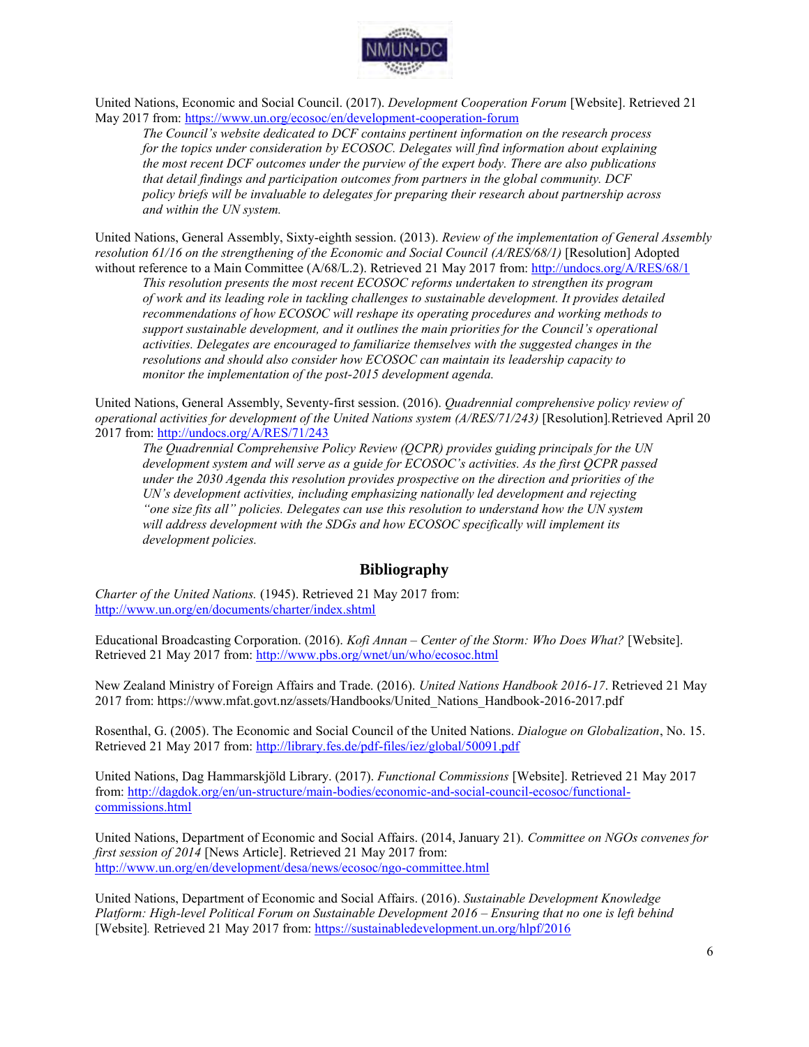United Nations, Economic and Social Council. (2017). *Development Cooperation Forum* [Website]. Retrieved 21 May 2017 from: https://www.un.org/ecosoc/en/development-cooperation-forum

> *The Council's website dedicated to DCF contains pertinent information on the research process for the topics under consideration by ECOSOC. Delegates will find information about explaining the most recent DCF outcomes under the purview of the expert body. There are also publications that detail findings and participation outcomes from partners in the global community. DCF policy briefs will be invaluable to delegates for preparing their research about partnership across and within the UN system.*

United Nations, General Assembly, Sixty-eighth session. (2013). *Review of the implementation of General Assembly resolution 61/16 on the strengthening of the Economic and Social Council (A/RES/68/1)* [Resolution] Adopted without reference to a Main Committee (A/68/L.2). Retrieved 21 May 2017 from: http://undocs.org/A/RES/68/1

> *This resolution presents the most recent ECOSOC reforms undertaken to strengthen its program of work and its leading role in tackling challenges to sustainable development. It provides detailed recommendations of how ECOSOC will reshape its operating procedures and working methods to support sustainable development, and it outlines the main priorities for the Council's operational activities. Delegates are encouraged to familiarize themselves with the suggested changes in the resolutions and should also consider how ECOSOC can maintain its leadership capacity to monitor the implementation of the post-2015 development agenda.*

United Nations, General Assembly, Seventy-first session. (2016). *Quadrennial comprehensive policy review of operational activities for development of the United Nations system (A/RES/71/243)* [Resolution]. Retrieved April 20 2017 from: http://undocs.org/A/RES/71/243

> *The Quadrennial Comprehensive Policy Review (QCPR) provides guiding principals for the UN development system and will serve as a guide for ECOSOC's activities. As the first QCPR passed under the 2030 Agenda this resolution provides prospective on the direction and priorities of the UN's development activities, including emphasizing nationally led development and rejecting "one size fits all" policies. Delegates can use this resolution to understand how the UN system will address development with the SDGs and how ECOSOC specifically will implement its development policies.*

## Bibliography

*Charter of the United Nations.* (1945). Retrieved 21 May 2017 from: http://www.un.org/en/documents/charter/index.shtml

Educational Broadcasting Corporation. (2016). *Kofi Annan – Center of the Storm: Who Does What?* [Website]. Retrieved 21 May 2017 from: http://www.pbs.org/wnet/un/who/ecosoc.html

New Zealand Ministry of Foreign Affairs and Trade. (2016). *United Nations Handbook 2016-17*. Retrieved 21 May 2017 from: https://www.mfat.govt.nz/assets/Handbooks/United_Nations_Handbook-2016-2017.pdf

Rosenthal, G. (2005). The Economic and Social Council of the United Nations. *Dialogue on Globalization*, No. 15. Retrieved 21 May 2017 from: http://library.fes.de/pdf-files/iez/global/50091.pdf

United Nations, Dag Hammarskjöld Library. (2017). *Functional Commissions* [Website]. Retrieved 21 May 2017 from: http://dagdok.org/en/un-structure/main-bodies/economic-and-social-council-ecosoc/functional-commissions.html

United Nations, Department of Economic and Social Affairs. (2014, January 21). *Committee on NGOs convenes for first session of 2014* [News Article]. Retrieved 21 May 2017 from: http://www.un.org/en/development/desa/news/ecosoc/ngo-committee.html

United Nations, Department of Economic and Social Affairs. (2016). *Sustainable Development Knowledge Platform: High-level Political Forum on Sustainable Development 2016 – Ensuring that no one is left behind* [Website]. Retrieved 21 May 2017 from: https://sustainabledevelopment.un.org/hlpf/2016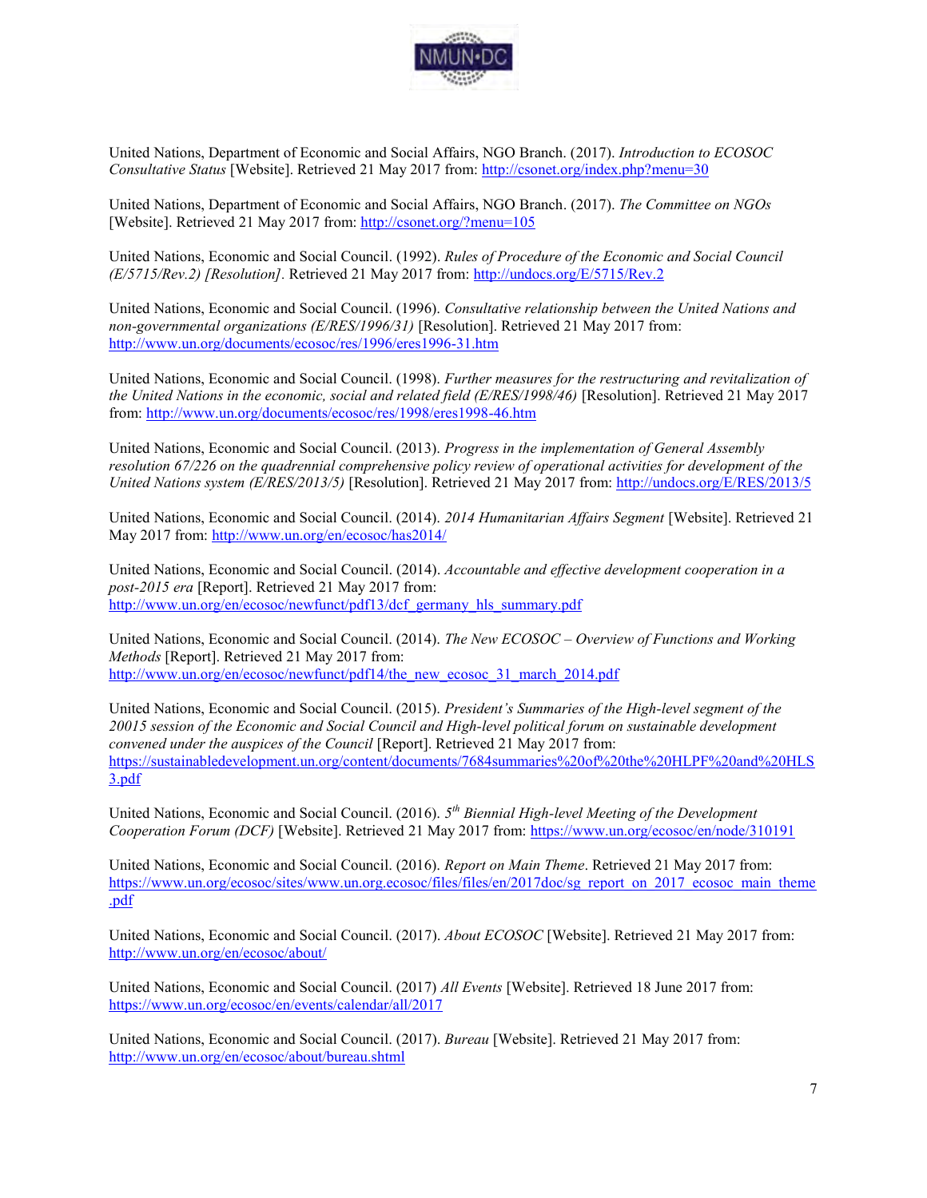United Nations, Department of Economic and Social Affairs, NGO Branch. (2017). *Introduction to ECOSOC Consultative Status* [Website]. Retrieved 21 May 2017 from: http://csonet.org/index.php?menu=30

United Nations, Department of Economic and Social Affairs, NGO Branch. (2017). *The Committee on NGOs* [Website]. Retrieved 21 May 2017 from: http://csonet.org/?menu=105

United Nations, Economic and Social Council. (1992). *Rules of Procedure of the Economic and Social Council (E/5715/Rev.2) [Resolution]*. Retrieved 21 May 2017 from: http://undocs.org/E/5715/Rev.2

United Nations, Economic and Social Council. (1996). *Consultative relationship between the United Nations and non-governmental organizations (E/RES/1996/31)* [Resolution]. Retrieved 21 May 2017 from: http://www.un.org/documents/ecosoc/res/1996/eres1996-31.htm

United Nations, Economic and Social Council. (1998). *Further measures for the restructuring and revitalization of the United Nations in the economic, social and related field (E/RES/1998/46)* [Resolution]. Retrieved 21 May 2017 from: http://www.un.org/documents/ecosoc/res/1998/eres1998-46.htm

United Nations, Economic and Social Council. (2013). *Progress in the implementation of General Assembly resolution 67/226 on the quadrennial comprehensive policy review of operational activities for development of the United Nations system (E/RES/2013/5)* [Resolution]. Retrieved 21 May 2017 from: http://undocs.org/E/RES/2013/5

United Nations, Economic and Social Council. (2014). *2014 Humanitarian Affairs Segment* [Website]. Retrieved 21 May 2017 from: http://www.un.org/en/ecosoc/has2014/

United Nations, Economic and Social Council. (2014). *Accountable and effective development cooperation in a post-2015 era* [Report]. Retrieved 21 May 2017 from: http://www.un.org/en/ecosoc/newfunct/pdf13/dcf_germany_hls_summary.pdf

United Nations, Economic and Social Council. (2014). *The New ECOSOC – Overview of Functions and Working Methods* [Report]. Retrieved 21 May 2017 from: http://www.un.org/en/ecosoc/newfunct/pdf14/the_new_ecosoc_31_march_2014.pdf

United Nations, Economic and Social Council. (2015). *President's Summaries of the High-level segment of the 20015 session of the Economic and Social Council and High-level political forum on sustainable development convened under the auspices of the Council* [Report]. Retrieved 21 May 2017 from: https://sustainabledevelopment.un.org/content/documents/7684summaries%20of%20the%20HLPF%20and%20HLS3.pdf

United Nations, Economic and Social Council. (2016). *5th Biennial High-level Meeting of the Development Cooperation Forum (DCF)* [Website]. Retrieved 21 May 2017 from: https://www.un.org/ecosoc/en/node/310191

United Nations, Economic and Social Council. (2016). *Report on Main Theme*. Retrieved 21 May 2017 from: https://www.un.org/ecosoc/sites/www.un.org.ecosoc/files/files/en/2017doc/sg_report_on_2017_ecosoc_main_theme.pdf

United Nations, Economic and Social Council. (2017). *About ECOSOC* [Website]. Retrieved 21 May 2017 from: http://www.un.org/en/ecosoc/about/

United Nations, Economic and Social Council. (2017) *All Events* [Website]. Retrieved 18 June 2017 from: https://www.un.org/ecosoc/en/events/calendar/all/2017

United Nations, Economic and Social Council. (2017). *Bureau* [Website]. Retrieved 21 May 2017 from: http://www.un.org/en/ecosoc/about/bureau.shtml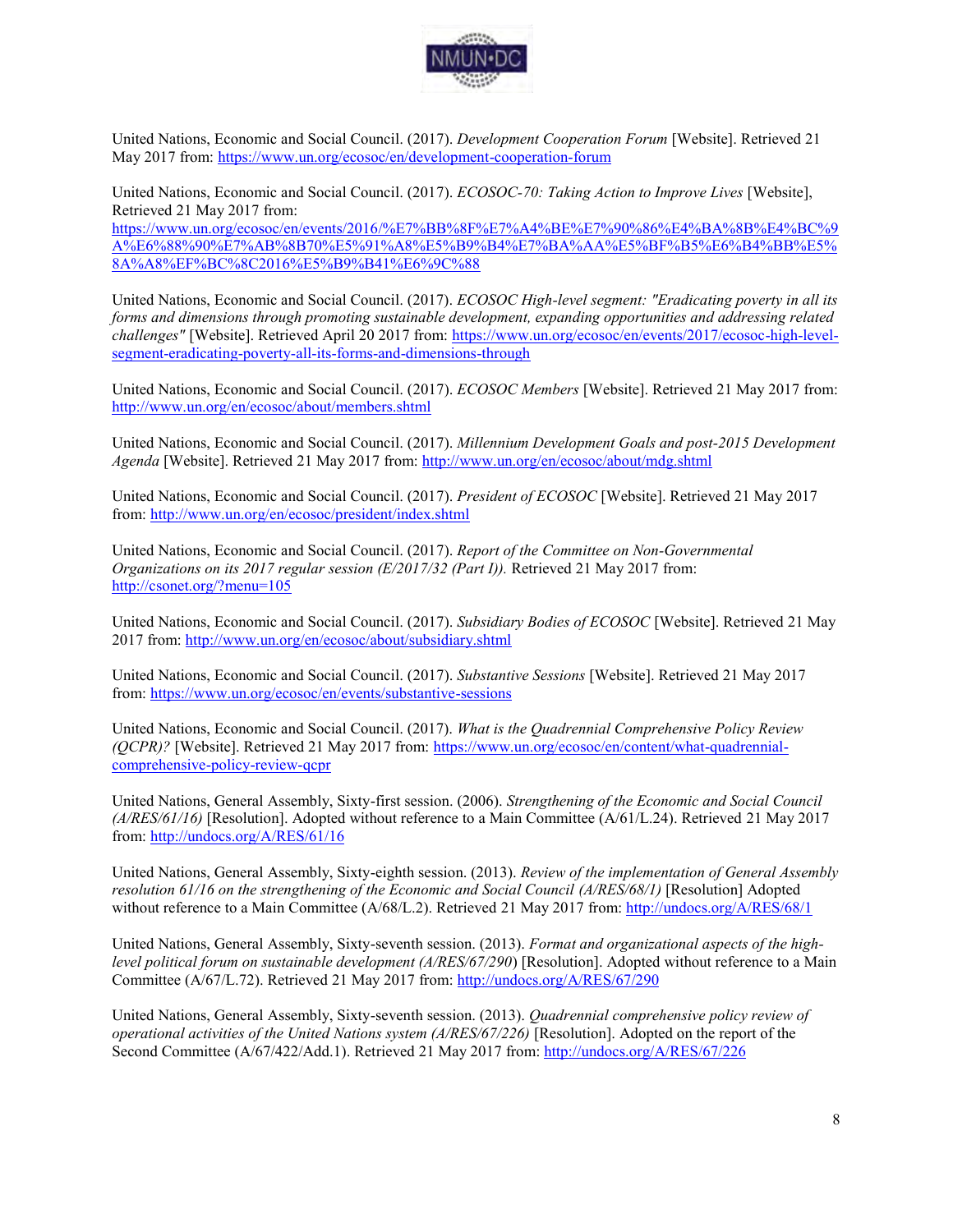United Nations, Economic and Social Council. (2017). *Development Cooperation Forum* [Website]. Retrieved 21 May 2017 from: https://www.un.org/ecosoc/en/development-cooperation-forum

United Nations, Economic and Social Council. (2017). *ECOSOC-70: Taking Action to Improve Lives* [Website], Retrieved 21 May 2017 from: https://www.un.org/ecosoc/en/events/2016/%E7%BB%8F%E7%A4%BE%E7%90%86%E4%BA%8B%E4%BC%9A%E6%88%90%E7%AB%8B70%E5%91%A8%E5%B9%B4%E7%BA%AA%E5%BF%B5%E6%B4%BB%E5%8A%A8%EF%BC%8C2016%E5%B9%B41%E6%9C%88

United Nations, Economic and Social Council. (2017). *ECOSOC High-level segment: "Eradicating poverty in all its forms and dimensions through promoting sustainable development, expanding opportunities and addressing related challenges"* [Website]. Retrieved April 20 2017 from: https://www.un.org/ecosoc/en/events/2017/ecosoc-high-level-segment-eradicating-poverty-all-its-forms-and-dimensions-through

United Nations, Economic and Social Council. (2017). *ECOSOC Members* [Website]. Retrieved 21 May 2017 from: http://www.un.org/en/ecosoc/about/members.shtml

United Nations, Economic and Social Council. (2017). *Millennium Development Goals and post-2015 Development Agenda* [Website]. Retrieved 21 May 2017 from: http://www.un.org/en/ecosoc/about/mdg.shtml

United Nations, Economic and Social Council. (2017). *President of ECOSOC* [Website]. Retrieved 21 May 2017 from: http://www.un.org/en/ecosoc/president/index.shtml

United Nations, Economic and Social Council. (2017). *Report of the Committee on Non-Governmental Organizations on its 2017 regular session (E/2017/32 (Part I)).* Retrieved 21 May 2017 from: http://csonet.org/?menu=105

United Nations, Economic and Social Council. (2017). *Subsidiary Bodies of ECOSOC* [Website]. Retrieved 21 May 2017 from: http://www.un.org/en/ecosoc/about/subsidiary.shtml

United Nations, Economic and Social Council. (2017). *Substantive Sessions* [Website]. Retrieved 21 May 2017 from: https://www.un.org/ecosoc/en/events/substantive-sessions

United Nations, Economic and Social Council. (2017). *What is the Quadrennial Comprehensive Policy Review (QCPR)?* [Website]. Retrieved 21 May 2017 from: https://www.un.org/ecosoc/en/content/what-quadrennial-comprehensive-policy-review-qcpr

United Nations, General Assembly, Sixty-first session. (2006). *Strengthening of the Economic and Social Council (A/RES/61/16)* [Resolution]. Adopted without reference to a Main Committee (A/61/L.24). Retrieved 21 May 2017 from: http://undocs.org/A/RES/61/16

United Nations, General Assembly, Sixty-eighth session. (2013). *Review of the implementation of General Assembly resolution 61/16 on the strengthening of the Economic and Social Council (A/RES/68/1)* [Resolution] Adopted without reference to a Main Committee (A/68/L.2). Retrieved 21 May 2017 from: http://undocs.org/A/RES/68/1

United Nations, General Assembly, Sixty-seventh session. (2013). *Format and organizational aspects of the high-level political forum on sustainable development (A/RES/67/290)* [Resolution]. Adopted without reference to a Main Committee (A/67/L.72). Retrieved 21 May 2017 from: http://undocs.org/A/RES/67/290

United Nations, General Assembly, Sixty-seventh session. (2013). *Quadrennial comprehensive policy review of operational activities of the United Nations system (A/RES/67/226)* [Resolution]. Adopted on the report of the Second Committee (A/67/422/Add.1). Retrieved 21 May 2017 from: http://undocs.org/A/RES/67/226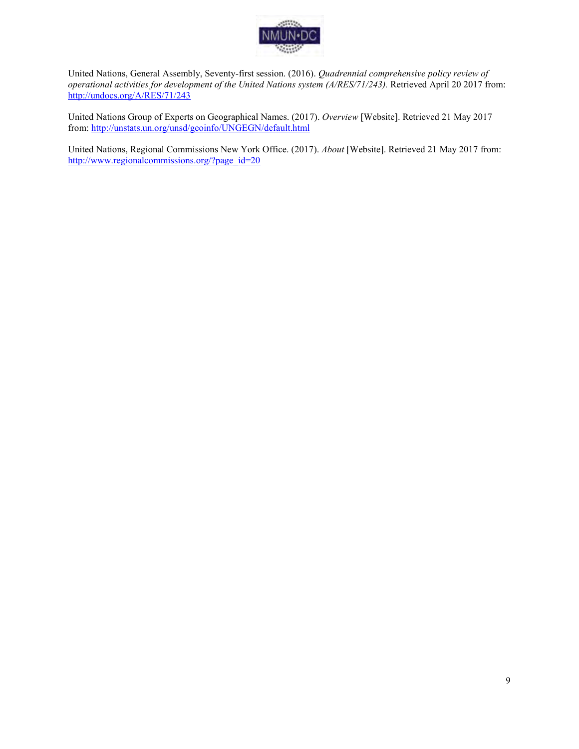United Nations, General Assembly, Seventy-first session. (2016). *Quadrennial comprehensive policy review of operational activities for development of the United Nations system (A/RES/71/243).* Retrieved April 20 2017 from: http://undocs.org/A/RES/71/243

United Nations Group of Experts on Geographical Names. (2017). *Overview* [Website]. Retrieved 21 May 2017 from: http://unstats.un.org/unsd/geoinfo/UNGEGN/default.html

United Nations, Regional Commissions New York Office. (2017). *About* [Website]. Retrieved 21 May 2017 from: http://www.regionalcommissions.org/?page_id=20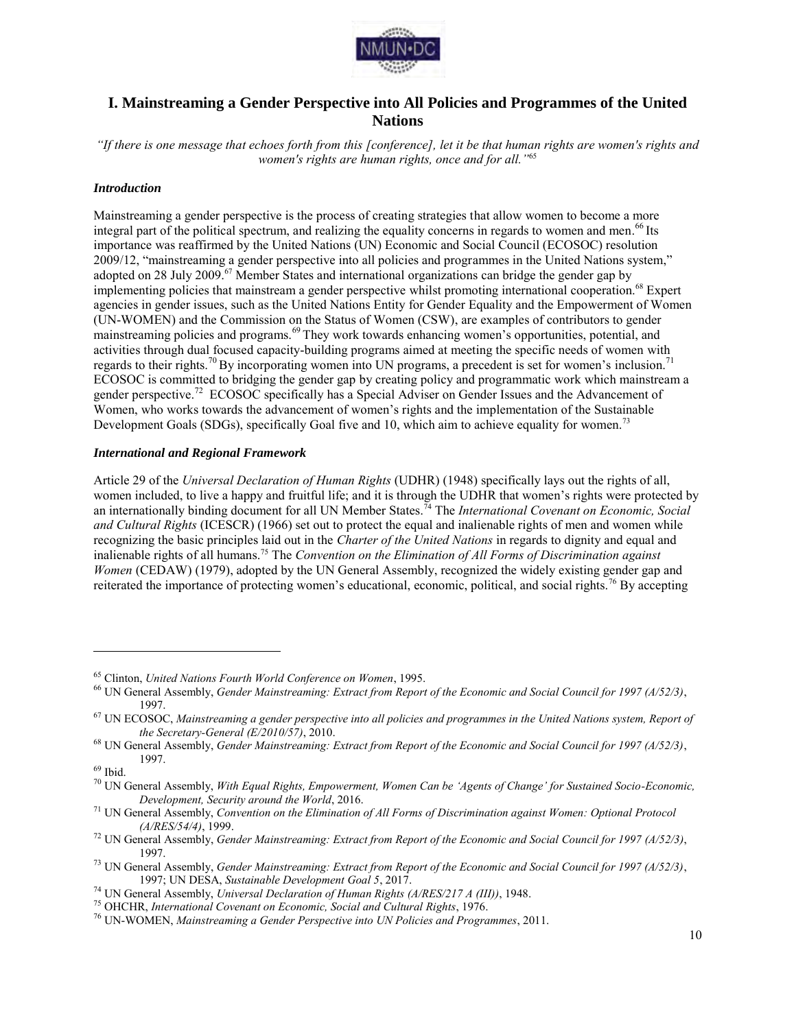## I. Mainstreaming a Gender Perspective into All Policies and Programmes of the United Nations

*"If there is one message that echoes forth from this [conference], let it be that human rights are women's rights and women's rights are human rights, once and for all."*[65]

### *Introduction*

Mainstreaming a gender perspective is the process of creating strategies that allow women to become a more integral part of the political spectrum, and realizing the equality concerns in regards to women and men.[66] Its importance was reaffirmed by the United Nations (UN) Economic and Social Council (ECOSOC) resolution 2009/12, "mainstreaming a gender perspective into all policies and programmes in the United Nations system," adopted on 28 July 2009.[67] Member States and international organizations can bridge the gender gap by implementing policies that mainstream a gender perspective whilst promoting international cooperation.[68] Expert agencies in gender issues, such as the United Nations Entity for Gender Equality and the Empowerment of Women (UN-WOMEN) and the Commission on the Status of Women (CSW), are examples of contributors to gender mainstreaming policies and programs.[69] They work towards enhancing women's opportunities, potential, and activities through dual focused capacity-building programs aimed at meeting the specific needs of women with regards to their rights.[70] By incorporating women into UN programs, a precedent is set for women's inclusion.[71] ECOSOC is committed to bridging the gender gap by creating policy and programmatic work which mainstream a gender perspective.[72] ECOSOC specifically has a Special Adviser on Gender Issues and the Advancement of Women, who works towards the advancement of women's rights and the implementation of the Sustainable Development Goals (SDGs), specifically Goal five and 10, which aim to achieve equality for women.[73]

### *International and Regional Framework*

Article 29 of the *Universal Declaration of Human Rights* (UDHR) (1948) specifically lays out the rights of all, women included, to live a happy and fruitful life; and it is through the UDHR that women's rights were protected by an internationally binding document for all UN Member States.[74] The *International Covenant on Economic, Social and Cultural Rights* (ICESCR) (1966) set out to protect the equal and inalienable rights of men and women while recognizing the basic principles laid out in the *Charter of the United Nations* in regards to dignity and equal and inalienable rights of all humans.[75] The *Convention on the Elimination of All Forms of Discrimination against Women* (CEDAW) (1979), adopted by the UN General Assembly, recognized the widely existing gender gap and reiterated the importance of protecting women's educational, economic, political, and social rights.[76] By accepting

---

[65] Clinton, *United Nations Fourth World Conference on Women*, 1995.

[66] UN General Assembly, *Gender Mainstreaming: Extract from Report of the Economic and Social Council for 1997 (A/52/3)*, 1997.

[67] UN ECOSOC, *Mainstreaming a gender perspective into all policies and programmes in the United Nations system, Report of the Secretary-General (E/2010/57)*, 2010.

[68] UN General Assembly, *Gender Mainstreaming: Extract from Report of the Economic and Social Council for 1997 (A/52/3)*, 1997.

[69] Ibid.

[70] UN General Assembly, *With Equal Rights, Empowerment, Women Can be 'Agents of Change' for Sustained Socio-Economic, Development, Security around the World*, 2016.

[71] UN General Assembly, *Convention on the Elimination of All Forms of Discrimination against Women: Optional Protocol (A/RES/54/4)*, 1999.

[72] UN General Assembly, *Gender Mainstreaming: Extract from Report of the Economic and Social Council for 1997 (A/52/3)*, 1997.

[73] UN General Assembly, *Gender Mainstreaming: Extract from Report of the Economic and Social Council for 1997 (A/52/3)*, 1997; UN DESA, *Sustainable Development Goal 5*, 2017.

[74] UN General Assembly, *Universal Declaration of Human Rights (A/RES/217 A (III))*, 1948.

[75] OHCHR, *International Covenant on Economic, Social and Cultural Rights*, 1976.

[76] UN-WOMEN, *Mainstreaming a Gender Perspective into UN Policies and Programmes*, 2011.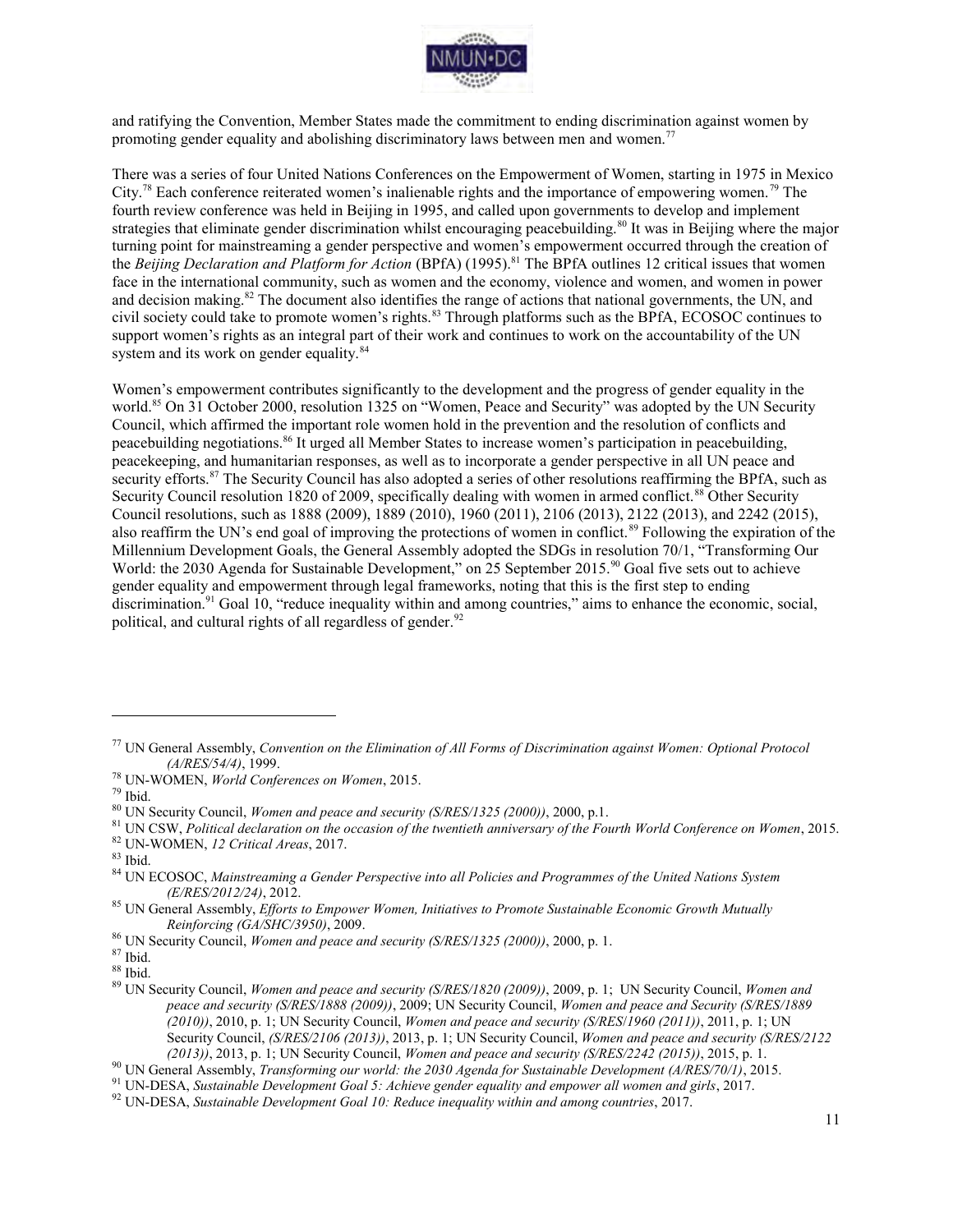and ratifying the Convention, Member States made the commitment to ending discrimination against women by promoting gender equality and abolishing discriminatory laws between men and women.[77]

There was a series of four United Nations Conferences on the Empowerment of Women, starting in 1975 in Mexico City.[78] Each conference reiterated women's inalienable rights and the importance of empowering women.[79] The fourth review conference was held in Beijing in 1995, and called upon governments to develop and implement strategies that eliminate gender discrimination whilst encouraging peacebuilding.[80] It was in Beijing where the major turning point for mainstreaming a gender perspective and women's empowerment occurred through the creation of the *Beijing Declaration and Platform for Action* (BPfA) (1995).[81] The BPfA outlines 12 critical issues that women face in the international community, such as women and the economy, violence and women, and women in power and decision making.[82] The document also identifies the range of actions that national governments, the UN, and civil society could take to promote women's rights.[83] Through platforms such as the BPfA, ECOSOC continues to support women's rights as an integral part of their work and continues to work on the accountability of the UN system and its work on gender equality.[84]

Women's empowerment contributes significantly to the development and the progress of gender equality in the world.[85] On 31 October 2000, resolution 1325 on "Women, Peace and Security" was adopted by the UN Security Council, which affirmed the important role women hold in the prevention and the resolution of conflicts and peacebuilding negotiations.[86] It urged all Member States to increase women's participation in peacebuilding, peacekeeping, and humanitarian responses, as well as to incorporate a gender perspective in all UN peace and security efforts.[87] The Security Council has also adopted a series of other resolutions reaffirming the BPfA, such as Security Council resolution 1820 of 2009, specifically dealing with women in armed conflict.[88] Other Security Council resolutions, such as 1888 (2009), 1889 (2010), 1960 (2011), 2106 (2013), 2122 (2013), and 2242 (2015), also reaffirm the UN's end goal of improving the protections of women in conflict.[89] Following the expiration of the Millennium Development Goals, the General Assembly adopted the SDGs in resolution 70/1, "Transforming Our World: the 2030 Agenda for Sustainable Development," on 25 September 2015.[90] Goal five sets out to achieve gender equality and empowerment through legal frameworks, noting that this is the first step to ending discrimination.[91] Goal 10, "reduce inequality within and among countries," aims to enhance the economic, social, political, and cultural rights of all regardless of gender.[92]

---

[77] UN General Assembly, *Convention on the Elimination of All Forms of Discrimination against Women: Optional Protocol (A/RES/54/4)*, 1999.

[78] UN-WOMEN, *World Conferences on Women*, 2015.

[79] Ibid.

[80] UN Security Council, *Women and peace and security (S/RES/1325 (2000))*, 2000, p.1.

[81] UN CSW, *Political declaration on the occasion of the twentieth anniversary of the Fourth World Conference on Women*, 2015.

[82] UN-WOMEN, *12 Critical Areas*, 2017.

[83] Ibid.

[84] UN ECOSOC, *Mainstreaming a Gender Perspective into all Policies and Programmes of the United Nations System (E/RES/2012/24)*, 2012.

[85] UN General Assembly, *Efforts to Empower Women, Initiatives to Promote Sustainable Economic Growth Mutually Reinforcing (GA/SHC/3950)*, 2009.

[86] UN Security Council, *Women and peace and security (S/RES/1325 (2000))*, 2000, p. 1.

[87] Ibid.

[88] Ibid.

[89] UN Security Council, *Women and peace and security (S/RES/1820 (2009))*, 2009, p. 1; UN Security Council, *Women and peace and security (S/RES/1888 (2009))*, 2009; UN Security Council, *Women and peace and Security (S/RES/1889 (2010))*, 2010, p. 1; UN Security Council, *Women and peace and security (S/RES/1960 (2011))*, 2011, p. 1; UN Security Council, *(S/RES/2106 (2013))*, 2013, p. 1; UN Security Council, *Women and peace and security (S/RES/2122 (2013))*, 2013, p. 1; UN Security Council, *Women and peace and security (S/RES/2242 (2015))*, 2015, p. 1.

[90] UN General Assembly, *Transforming our world: the 2030 Agenda for Sustainable Development (A/RES/70/1)*, 2015.

[91] UN-DESA, *Sustainable Development Goal 5: Achieve gender equality and empower all women and girls*, 2017.

[92] UN-DESA, *Sustainable Development Goal 10: Reduce inequality within and among countries*, 2017.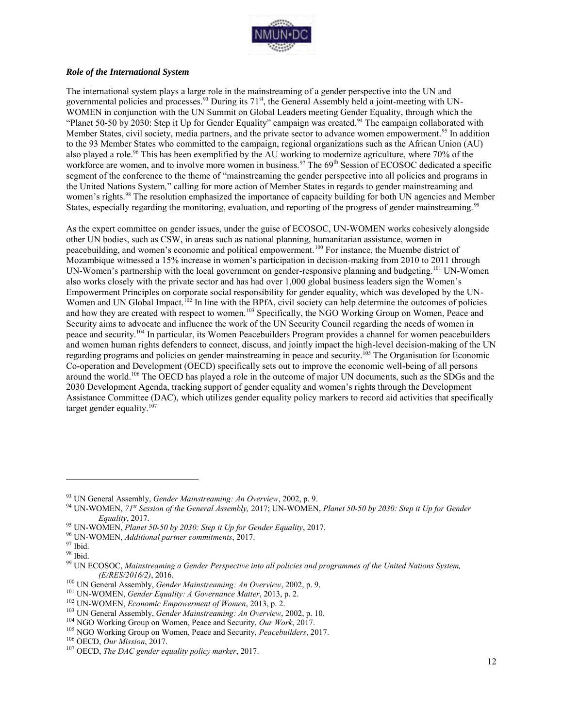### *Role of the International System*

The international system plays a large role in the mainstreaming of a gender perspective into the UN and governmental policies and processes.[93] During its 71st, the General Assembly held a joint-meeting with UN-WOMEN in conjunction with the UN Summit on Global Leaders meeting Gender Equality, through which the "Planet 50-50 by 2030: Step it Up for Gender Equality" campaign was created.[94] The campaign collaborated with Member States, civil society, media partners, and the private sector to advance women empowerment.[95] In addition to the 93 Member States who committed to the campaign, regional organizations such as the African Union (AU) also played a role.[96] This has been exemplified by the AU working to modernize agriculture, where 70% of the workforce are women, and to involve more women in business.[97] The 69th Session of ECOSOC dedicated a specific segment of the conference to the theme of "mainstreaming the gender perspective into all policies and programs in the United Nations System," calling for more action of Member States in regards to gender mainstreaming and women's rights.[98] The resolution emphasized the importance of capacity building for both UN agencies and Member States, especially regarding the monitoring, evaluation, and reporting of the progress of gender mainstreaming.[99]

As the expert committee on gender issues, under the guise of ECOSOC, UN-WOMEN works cohesively alongside other UN bodies, such as CSW, in areas such as national planning, humanitarian assistance, women in peacebuilding, and women's economic and political empowerment.[100] For instance, the Muembe district of Mozambique witnessed a 15% increase in women's participation in decision-making from 2010 to 2011 through UN-Women's partnership with the local government on gender-responsive planning and budgeting.[101] UN-Women also works closely with the private sector and has had over 1,000 global business leaders sign the Women's Empowerment Principles on corporate social responsibility for gender equality, which was developed by the UN-Women and UN Global Impact.[102] In line with the BPfA, civil society can help determine the outcomes of policies and how they are created with respect to women.[103] Specifically, the NGO Working Group on Women, Peace and Security aims to advocate and influence the work of the UN Security Council regarding the needs of women in peace and security.[104] In particular, its Women Peacebuilders Program provides a channel for women peacebuilders and women human rights defenders to connect, discuss, and jointly impact the high-level decision-making of the UN regarding programs and policies on gender mainstreaming in peace and security.[105] The Organisation for Economic Co-operation and Development (OECD) specifically sets out to improve the economic well-being of all persons around the world.[106] The OECD has played a role in the outcome of major UN documents, such as the SDGs and the 2030 Development Agenda, tracking support of gender equality and women's rights through the Development Assistance Committee (DAC), which utilizes gender equality policy markers to record aid activities that specifically target gender equality.[107]

---

[93] UN General Assembly, *Gender Mainstreaming: An Overview*, 2002, p. 9.

[94] UN-WOMEN, *71st Session of the General Assembly,* 2017; UN-WOMEN, *Planet 50-50 by 2030: Step it Up for Gender Equality*, 2017.

[95] UN-WOMEN, *Planet 50-50 by 2030: Step it Up for Gender Equality*, 2017.

[96] UN-WOMEN, *Additional partner commitments*, 2017.

[97] Ibid.

[98] Ibid.

[99] UN ECOSOC, *Mainstreaming a Gender Perspective into all policies and programmes of the United Nations System, (E/RES/2016/2)*, 2016.

[100] UN General Assembly, *Gender Mainstreaming: An Overview*, 2002, p. 9.

[101] UN-WOMEN, *Gender Equality: A Governance Matter*, 2013, p. 2.

[102] UN-WOMEN, *Economic Empowerment of Women*, 2013, p. 2.

[103] UN General Assembly, *Gender Mainstreaming: An Overview*, 2002, p. 10.

[104] NGO Working Group on Women, Peace and Security, *Our Work*, 2017.

[105] NGO Working Group on Women, Peace and Security, *Peacebuilders*, 2017.

[106] OECD, *Our Mission*, 2017.

[107] OECD, *The DAC gender equality policy marker*, 2017.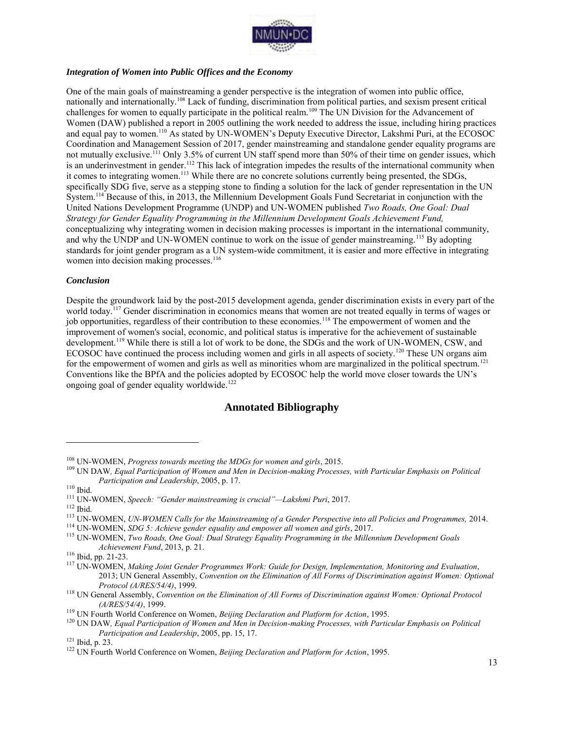### *Integration of Women into Public Offices and the Economy*

One of the main goals of mainstreaming a gender perspective is the integration of women into public office, nationally and internationally.[108] Lack of funding, discrimination from political parties, and sexism present critical challenges for women to equally participate in the political realm.[109] The UN Division for the Advancement of Women (DAW) published a report in 2005 outlining the work needed to address the issue, including hiring practices and equal pay to women.[110] As stated by UN-WOMEN's Deputy Executive Director, Lakshmi Puri, at the ECOSOC Coordination and Management Session of 2017, gender mainstreaming and standalone gender equality programs are not mutually exclusive.[111] Only 3.5% of current UN staff spend more than 50% of their time on gender issues, which is an underinvestment in gender.[112] This lack of integration impedes the results of the international community when it comes to integrating women.[113] While there are no concrete solutions currently being presented, the SDGs, specifically SDG five, serve as a stepping stone to finding a solution for the lack of gender representation in the UN System.[114] Because of this, in 2013, the Millennium Development Goals Fund Secretariat in conjunction with the United Nations Development Programme (UNDP) and UN-WOMEN published *Two Roads, One Goal: Dual Strategy for Gender Equality Programming in the Millennium Development Goals Achievement Fund,* conceptualizing why integrating women in decision making processes is important in the international community, and why the UNDP and UN-WOMEN continue to work on the issue of gender mainstreaming.[115] By adopting standards for joint gender program as a UN system-wide commitment, it is easier and more effective in integrating women into decision making processes.[116]

### *Conclusion*

Despite the groundwork laid by the post-2015 development agenda, gender discrimination exists in every part of the world today.[117] Gender discrimination in economics means that women are not treated equally in terms of wages or job opportunities, regardless of their contribution to these economies.[118] The empowerment of women and the improvement of women's social, economic, and political status is imperative for the achievement of sustainable development.[119] While there is still a lot of work to be done, the SDGs and the work of UN-WOMEN, CSW, and ECOSOC have continued the process including women and girls in all aspects of society.[120] These UN organs aim for the empowerment of women and girls as well as minorities whom are marginalized in the political spectrum.[121] Conventions like the BPfA and the policies adopted by ECOSOC help the world move closer towards the UN's ongoing goal of gender equality worldwide.[122]

## Annotated Bibliography

---

[108] UN-WOMEN, *Progress towards meeting the MDGs for women and girls*, 2015.

[109] UN DAW, *Equal Participation of Women and Men in Decision-making Processes, with Particular Emphasis on Political Participation and Leadership*, 2005, p. 17.

[110] Ibid.

[111] UN-WOMEN, *Speech: "Gender mainstreaming is crucial"—Lakshmi Puri*, 2017.

[112] Ibid.

[113] UN-WOMEN, *UN-WOMEN Calls for the Mainstreaming of a Gender Perspective into all Policies and Programmes,* 2014.

[114] UN-WOMEN, *SDG 5: Achieve gender equality and empower all women and girls*, 2017.

[115] UN-WOMEN, *Two Roads, One Goal: Dual Strategy Equality Programming in the Millennium Development Goals Achievement Fund*, 2013, p. 21.

[116] Ibid, pp. 21-23.

[117] UN-WOMEN, *Making Joint Gender Programmes Work: Guide for Design, Implementation, Monitoring and Evaluation*, 2013; UN General Assembly, *Convention on the Elimination of All Forms of Discrimination against Women: Optional Protocol (A/RES/54/4)*, 1999.

[118] UN General Assembly, *Convention on the Elimination of All Forms of Discrimination against Women: Optional Protocol (A/RES/54/4)*, 1999.

[119] UN Fourth World Conference on Women, *Beijing Declaration and Platform for Action*, 1995.

[120] UN DAW, *Equal Participation of Women and Men in Decision-making Processes, with Particular Emphasis on Political Participation and Leadership*, 2005, pp. 15, 17.

[121] Ibid, p. 23.

[122] UN Fourth World Conference on Women, *Beijing Declaration and Platform for Action*, 1995.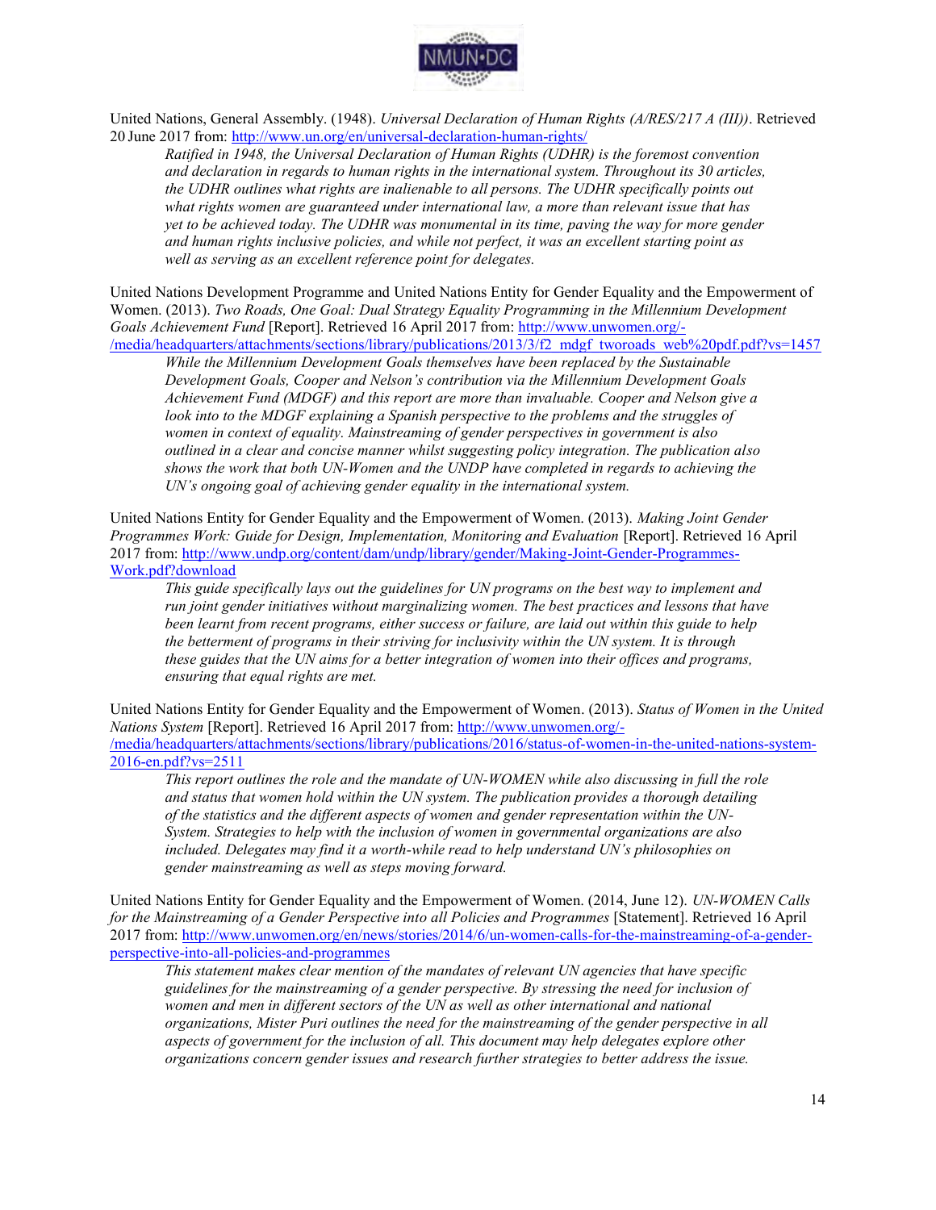United Nations, General Assembly. (1948). *Universal Declaration of Human Rights (A/RES/217 A (III))*. Retrieved 20 June 2017 from: http://www.un.org/en/universal-declaration-human-rights/

> *Ratified in 1948, the Universal Declaration of Human Rights (UDHR) is the foremost convention and declaration in regards to human rights in the international system. Throughout its 30 articles, the UDHR outlines what rights are inalienable to all persons. The UDHR specifically points out what rights women are guaranteed under international law, a more than relevant issue that has yet to be achieved today. The UDHR was monumental in its time, paving the way for more gender and human rights inclusive policies, and while not perfect, it was an excellent starting point as well as serving as an excellent reference point for delegates.*

United Nations Development Programme and United Nations Entity for Gender Equality and the Empowerment of Women. (2013). *Two Roads, One Goal: Dual Strategy Equality Programming in the Millennium Development Goals Achievement Fund* [Report]. Retrieved 16 April 2017 from: http://www.unwomen.org/-/media/headquarters/attachments/sections/library/publications/2013/3/f2_mdgf_tworoads_web%20pdf.pdf?vs=1457

> *While the Millennium Development Goals themselves have been replaced by the Sustainable Development Goals, Cooper and Nelson's contribution via the Millennium Development Goals Achievement Fund (MDGF) and this report are more than invaluable. Cooper and Nelson give a look into to the MDGF explaining a Spanish perspective to the problems and the struggles of women in context of equality. Mainstreaming of gender perspectives in government is also outlined in a clear and concise manner whilst suggesting policy integration. The publication also shows the work that both UN-Women and the UNDP have completed in regards to achieving the UN's ongoing goal of achieving gender equality in the international system.*

United Nations Entity for Gender Equality and the Empowerment of Women. (2013). *Making Joint Gender Programmes Work: Guide for Design, Implementation, Monitoring and Evaluation* [Report]. Retrieved 16 April 2017 from: http://www.undp.org/content/dam/undp/library/gender/Making-Joint-Gender-Programmes-Work.pdf?download

> *This guide specifically lays out the guidelines for UN programs on the best way to implement and run joint gender initiatives without marginalizing women. The best practices and lessons that have been learnt from recent programs, either success or failure, are laid out within this guide to help the betterment of programs in their striving for inclusivity within the UN system. It is through these guides that the UN aims for a better integration of women into their offices and programs, ensuring that equal rights are met.*

United Nations Entity for Gender Equality and the Empowerment of Women. (2013). *Status of Women in the United Nations System* [Report]. Retrieved 16 April 2017 from: http://www.unwomen.org/-/media/headquarters/attachments/sections/library/publications/2016/status-of-women-in-the-united-nations-system-2016-en.pdf?vs=2511

> *This report outlines the role and the mandate of UN-WOMEN while also discussing in full the role and status that women hold within the UN system. The publication provides a thorough detailing of the statistics and the different aspects of women and gender representation within the UN-System. Strategies to help with the inclusion of women in governmental organizations are also included. Delegates may find it a worth-while read to help understand UN's philosophies on gender mainstreaming as well as steps moving forward.*

United Nations Entity for Gender Equality and the Empowerment of Women. (2014, June 12). *UN-WOMEN Calls for the Mainstreaming of a Gender Perspective into all Policies and Programmes* [Statement]. Retrieved 16 April 2017 from: http://www.unwomen.org/en/news/stories/2014/6/un-women-calls-for-the-mainstreaming-of-a-gender-perspective-into-all-policies-and-programmes

> *This statement makes clear mention of the mandates of relevant UN agencies that have specific guidelines for the mainstreaming of a gender perspective. By stressing the need for inclusion of women and men in different sectors of the UN as well as other international and national organizations, Mister Puri outlines the need for the mainstreaming of the gender perspective in all aspects of government for the inclusion of all. This document may help delegates explore other organizations concern gender issues and research further strategies to better address the issue.*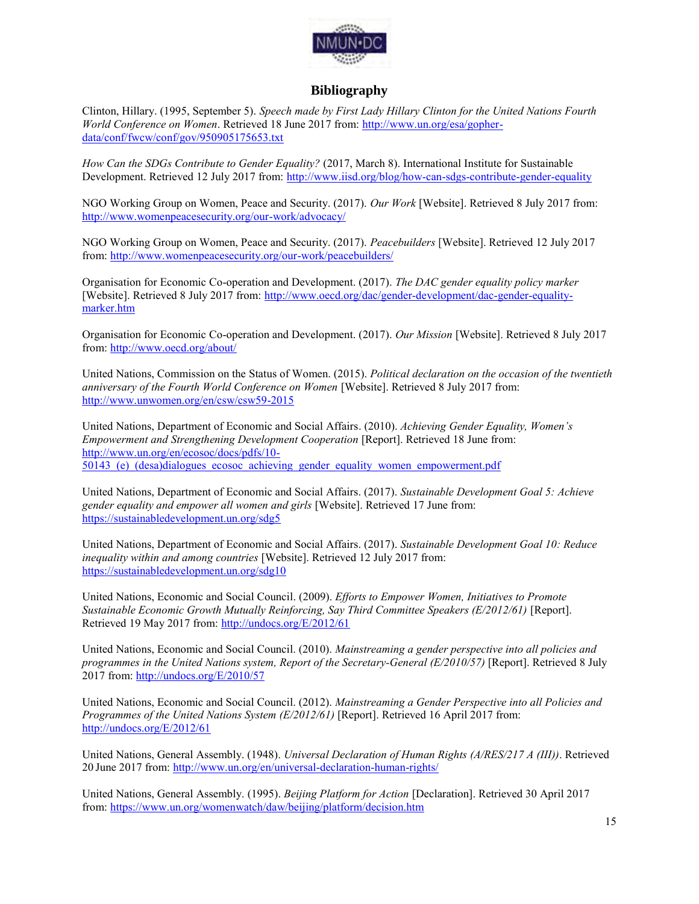## Bibliography

Clinton, Hillary. (1995, September 5). *Speech made by First Lady Hillary Clinton for the United Nations Fourth World Conference on Women*. Retrieved 18 June 2017 from: http://www.un.org/esa/gopher-data/conf/fwcw/conf/gov/950905175653.txt

*How Can the SDGs Contribute to Gender Equality?* (2017, March 8). International Institute for Sustainable Development. Retrieved 12 July 2017 from: http://www.iisd.org/blog/how-can-sdgs-contribute-gender-equality

NGO Working Group on Women, Peace and Security. (2017). *Our Work* [Website]. Retrieved 8 July 2017 from: http://www.womenpeacesecurity.org/our-work/advocacy/

NGO Working Group on Women, Peace and Security. (2017). *Peacebuilders* [Website]. Retrieved 12 July 2017 from: http://www.womenpeacesecurity.org/our-work/peacebuilders/

Organisation for Economic Co-operation and Development. (2017). *The DAC gender equality policy marker* [Website]. Retrieved 8 July 2017 from: http://www.oecd.org/dac/gender-development/dac-gender-equality-marker.htm

Organisation for Economic Co-operation and Development. (2017). *Our Mission* [Website]. Retrieved 8 July 2017 from: http://www.oecd.org/about/

United Nations, Commission on the Status of Women. (2015). *Political declaration on the occasion of the twentieth anniversary of the Fourth World Conference on Women* [Website]. Retrieved 8 July 2017 from: http://www.unwomen.org/en/csw/csw59-2015

United Nations, Department of Economic and Social Affairs. (2010). *Achieving Gender Equality, Women's Empowerment and Strengthening Development Cooperation* [Report]. Retrieved 18 June from: http://www.un.org/en/ecosoc/docs/pdfs/10-50143_(e)_(desa)dialogues_ecosoc_achieving_gender_equality_women_empowerment.pdf

United Nations, Department of Economic and Social Affairs. (2017). *Sustainable Development Goal 5: Achieve gender equality and empower all women and girls* [Website]. Retrieved 17 June from: https://sustainabledevelopment.un.org/sdg5

United Nations, Department of Economic and Social Affairs. (2017). *Sustainable Development Goal 10: Reduce inequality within and among countries* [Website]. Retrieved 12 July 2017 from: https://sustainabledevelopment.un.org/sdg10

United Nations, Economic and Social Council. (2009). *Efforts to Empower Women, Initiatives to Promote Sustainable Economic Growth Mutually Reinforcing, Say Third Committee Speakers (E/2012/61)* [Report]. Retrieved 19 May 2017 from: http://undocs.org/E/2012/61

United Nations, Economic and Social Council. (2010). *Mainstreaming a gender perspective into all policies and programmes in the United Nations system, Report of the Secretary-General (E/2010/57)* [Report]. Retrieved 8 July 2017 from: http://undocs.org/E/2010/57

United Nations, Economic and Social Council. (2012). *Mainstreaming a Gender Perspective into all Policies and Programmes of the United Nations System (E/2012/61)* [Report]. Retrieved 16 April 2017 from: http://undocs.org/E/2012/61

United Nations, General Assembly. (1948). *Universal Declaration of Human Rights (A/RES/217 A (III))*. Retrieved 20 June 2017 from: http://www.un.org/en/universal-declaration-human-rights/

United Nations, General Assembly. (1995). *Beijing Platform for Action* [Declaration]. Retrieved 30 April 2017 from: https://www.un.org/womenwatch/daw/beijing/platform/decision.htm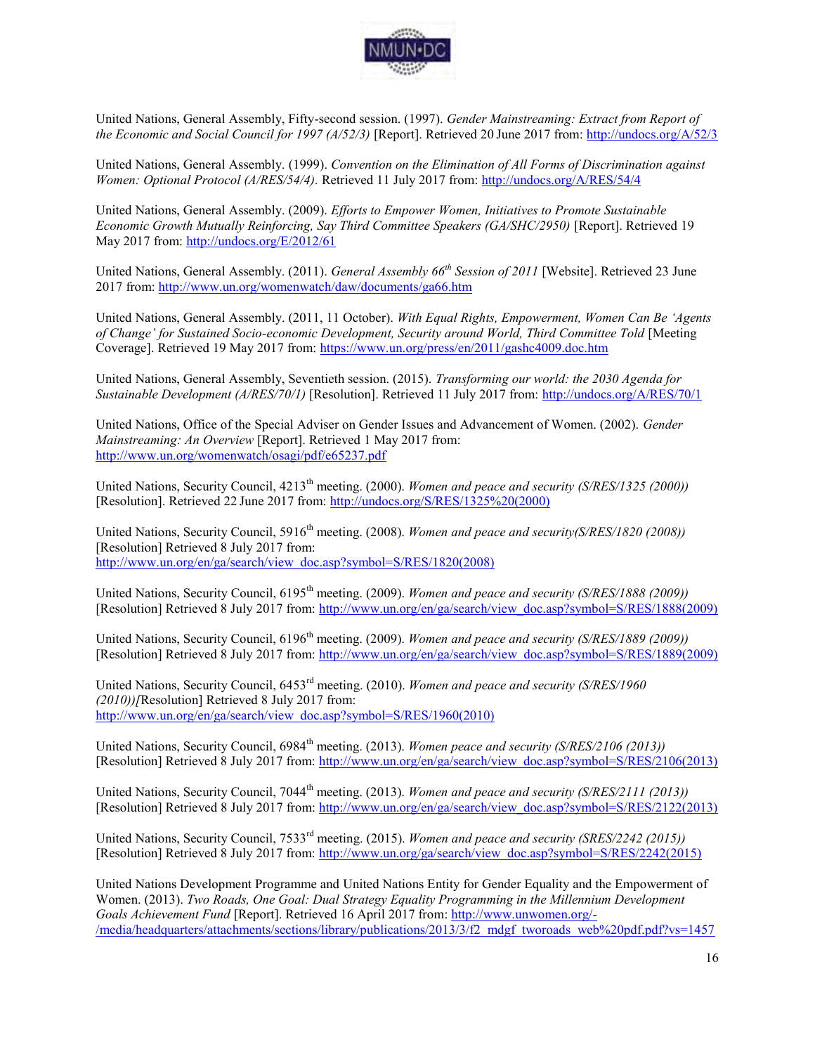United Nations, General Assembly, Fifty-second session. (1997). *Gender Mainstreaming: Extract from Report of the Economic and Social Council for 1997 (A/52/3)* [Report]. Retrieved 20 June 2017 from: http://undocs.org/A/52/3

United Nations, General Assembly. (1999). *Convention on the Elimination of All Forms of Discrimination against Women: Optional Protocol (A/RES/54/4)*. Retrieved 11 July 2017 from: http://undocs.org/A/RES/54/4

United Nations, General Assembly. (2009). *Efforts to Empower Women, Initiatives to Promote Sustainable Economic Growth Mutually Reinforcing, Say Third Committee Speakers (GA/SHC/2950)* [Report]. Retrieved 19 May 2017 from: http://undocs.org/E/2012/61

United Nations, General Assembly. (2011). *General Assembly 66th Session of 2011* [Website]. Retrieved 23 June 2017 from: http://www.un.org/womenwatch/daw/documents/ga66.htm

United Nations, General Assembly. (2011, 11 October). *With Equal Rights, Empowerment, Women Can Be 'Agents of Change' for Sustained Socio-economic Development, Security around World, Third Committee Told* [Meeting Coverage]. Retrieved 19 May 2017 from: https://www.un.org/press/en/2011/gashc4009.doc.htm

United Nations, General Assembly, Seventieth session. (2015). *Transforming our world: the 2030 Agenda for Sustainable Development (A/RES/70/1)* [Resolution]. Retrieved 11 July 2017 from: http://undocs.org/A/RES/70/1

United Nations, Office of the Special Adviser on Gender Issues and Advancement of Women. (2002). *Gender Mainstreaming: An Overview* [Report]. Retrieved 1 May 2017 from: http://www.un.org/womenwatch/osagi/pdf/e65237.pdf

United Nations, Security Council, 4213th meeting. (2000). *Women and peace and security (S/RES/1325 (2000))* [Resolution]. Retrieved 22 June 2017 from: http://undocs.org/S/RES/1325%20(2000)

United Nations, Security Council, 5916th meeting. (2008). *Women and peace and security(S/RES/1820 (2008))* [Resolution] Retrieved 8 July 2017 from: http://www.un.org/en/ga/search/view_doc.asp?symbol=S/RES/1820(2008)

United Nations, Security Council, 6195th meeting. (2009). *Women and peace and security (S/RES/1888 (2009))* [Resolution] Retrieved 8 July 2017 from: http://www.un.org/en/ga/search/view_doc.asp?symbol=S/RES/1888(2009)

United Nations, Security Council, 6196th meeting. (2009). *Women and peace and security (S/RES/1889 (2009))* [Resolution] Retrieved 8 July 2017 from: http://www.un.org/en/ga/search/view_doc.asp?symbol=S/RES/1889(2009)

United Nations, Security Council, 6453rd meeting. (2010). *Women and peace and security (S/RES/1960 (2010))*[Resolution] Retrieved 8 July 2017 from: http://www.un.org/en/ga/search/view_doc.asp?symbol=S/RES/1960(2010)

United Nations, Security Council, 6984th meeting. (2013). *Women peace and security (S/RES/2106 (2013))* [Resolution] Retrieved 8 July 2017 from: http://www.un.org/en/ga/search/view_doc.asp?symbol=S/RES/2106(2013)

United Nations, Security Council, 7044th meeting. (2013). *Women and peace and security (S/RES/2111 (2013))* [Resolution] Retrieved 8 July 2017 from: http://www.un.org/en/ga/search/view_doc.asp?symbol=S/RES/2122(2013)

United Nations, Security Council, 7533rd meeting. (2015). *Women and peace and security (SRES/2242 (2015))* [Resolution] Retrieved 8 July 2017 from: http://www.un.org/ga/search/view_doc.asp?symbol=S/RES/2242(2015)

United Nations Development Programme and United Nations Entity for Gender Equality and the Empowerment of Women. (2013). *Two Roads, One Goal: Dual Strategy Equality Programming in the Millennium Development Goals Achievement Fund* [Report]. Retrieved 16 April 2017 from: http://www.unwomen.org/-/media/headquarters/attachments/sections/library/publications/2013/3/f2_mdgf_tworoads_web%20pdf.pdf?vs=1457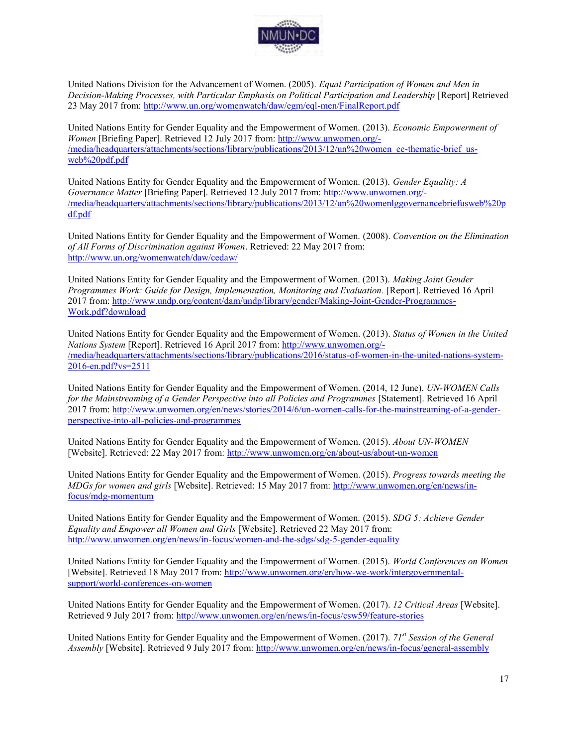United Nations Division for the Advancement of Women. (2005). *Equal Participation of Women and Men in Decision-Making Processes, with Particular Emphasis on Political Participation and Leadership* [Report] Retrieved 23 May 2017 from: http://www.un.org/womenwatch/daw/egm/eql-men/FinalReport.pdf

United Nations Entity for Gender Equality and the Empowerment of Women. (2013). *Economic Empowerment of Women* [Briefing Paper]. Retrieved 12 July 2017 from: http://www.unwomen.org/-/media/headquarters/attachments/sections/library/publications/2013/12/un%20women_ee-thematic-brief_us-web%20pdf.pdf

United Nations Entity for Gender Equality and the Empowerment of Women. (2013). *Gender Equality: A Governance Matter* [Briefing Paper]. Retrieved 12 July 2017 from: http://www.unwomen.org/-/media/headquarters/attachments/sections/library/publications/2013/12/un%20womenlggovernancebriefusweb%20pdf.pdf

United Nations Entity for Gender Equality and the Empowerment of Women. (2008). *Convention on the Elimination of All Forms of Discrimination against Women*. Retrieved: 22 May 2017 from: http://www.un.org/womenwatch/daw/cedaw/

United Nations Entity for Gender Equality and the Empowerment of Women. (2013). *Making Joint Gender Programmes Work: Guide for Design, Implementation, Monitoring and Evaluation.* [Report]. Retrieved 16 April 2017 from: http://www.undp.org/content/dam/undp/library/gender/Making-Joint-Gender-Programmes-Work.pdf?download

United Nations Entity for Gender Equality and the Empowerment of Women. (2013). *Status of Women in the United Nations System* [Report]. Retrieved 16 April 2017 from: http://www.unwomen.org/-/media/headquarters/attachments/sections/library/publications/2016/status-of-women-in-the-united-nations-system-2016-en.pdf?vs=2511

United Nations Entity for Gender Equality and the Empowerment of Women. (2014, 12 June). *UN-WOMEN Calls for the Mainstreaming of a Gender Perspective into all Policies and Programmes* [Statement]. Retrieved 16 April 2017 from: http://www.unwomen.org/en/news/stories/2014/6/un-women-calls-for-the-mainstreaming-of-a-gender-perspective-into-all-policies-and-programmes

United Nations Entity for Gender Equality and the Empowerment of Women. (2015). *About UN-WOMEN* [Website]. Retrieved: 22 May 2017 from: http://www.unwomen.org/en/about-us/about-un-women

United Nations Entity for Gender Equality and the Empowerment of Women. (2015). *Progress towards meeting the MDGs for women and girls* [Website]. Retrieved: 15 May 2017 from: http://www.unwomen.org/en/news/in-focus/mdg-momentum

United Nations Entity for Gender Equality and the Empowerment of Women. (2015). *SDG 5: Achieve Gender Equality and Empower all Women and Girls* [Website]. Retrieved 22 May 2017 from: http://www.unwomen.org/en/news/in-focus/women-and-the-sdgs/sdg-5-gender-equality

United Nations Entity for Gender Equality and the Empowerment of Women. (2015). *World Conferences on Women* [Website]. Retrieved 18 May 2017 from: http://www.unwomen.org/en/how-we-work/intergovernmental-support/world-conferences-on-women

United Nations Entity for Gender Equality and the Empowerment of Women. (2017). *12 Critical Areas* [Website]. Retrieved 9 July 2017 from: http://www.unwomen.org/en/news/in-focus/csw59/feature-stories

United Nations Entity for Gender Equality and the Empowerment of Women. (2017). *71st Session of the General Assembly* [Website]. Retrieved 9 July 2017 from: http://www.unwomen.org/en/news/in-focus/general-assembly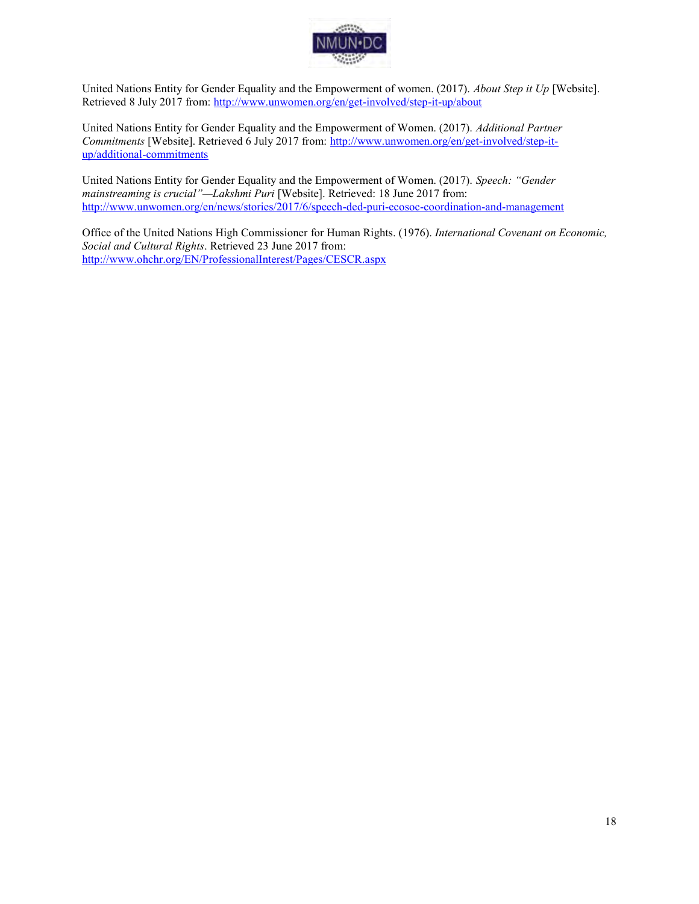United Nations Entity for Gender Equality and the Empowerment of women. (2017). *About Step it Up* [Website]. Retrieved 8 July 2017 from: http://www.unwomen.org/en/get-involved/step-it-up/about

United Nations Entity for Gender Equality and the Empowerment of Women. (2017). *Additional Partner Commitments* [Website]. Retrieved 6 July 2017 from: http://www.unwomen.org/en/get-involved/step-it-up/additional-commitments

United Nations Entity for Gender Equality and the Empowerment of Women. (2017). *Speech: "Gender mainstreaming is crucial"—Lakshmi Puri* [Website]. Retrieved: 18 June 2017 from: http://www.unwomen.org/en/news/stories/2017/6/speech-ded-puri-ecosoc-coordination-and-management

Office of the United Nations High Commissioner for Human Rights. (1976). *International Covenant on Economic, Social and Cultural Rights*. Retrieved 23 June 2017 from: http://www.ohchr.org/EN/ProfessionalInterest/Pages/CESCR.aspx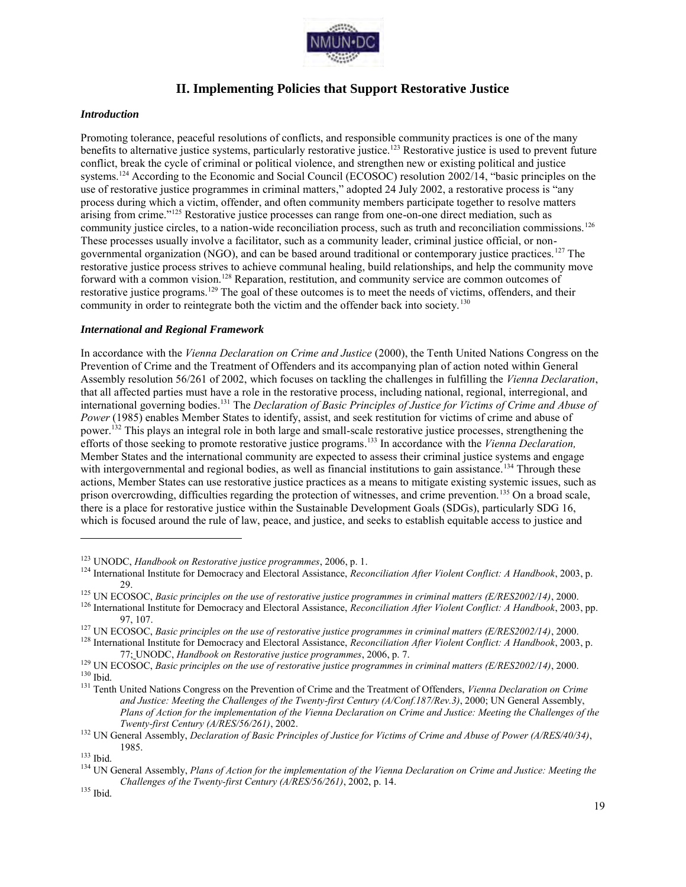## II. Implementing Policies that Support Restorative Justice

### *Introduction*

Promoting tolerance, peaceful resolutions of conflicts, and responsible community practices is one of the many benefits to alternative justice systems, particularly restorative justice.[123] Restorative justice is used to prevent future conflict, break the cycle of criminal or political violence, and strengthen new or existing political and justice systems.[124] According to the Economic and Social Council (ECOSOC) resolution 2002/14, "basic principles on the use of restorative justice programmes in criminal matters," adopted 24 July 2002, a restorative process is "any process during which a victim, offender, and often community members participate together to resolve matters arising from crime."[125] Restorative justice processes can range from one-on-one direct mediation, such as community justice circles, to a nation-wide reconciliation process, such as truth and reconciliation commissions.[126] These processes usually involve a facilitator, such as a community leader, criminal justice official, or non-governmental organization (NGO), and can be based around traditional or contemporary justice practices.[127] The restorative justice process strives to achieve communal healing, build relationships, and help the community move forward with a common vision.[128] Reparation, restitution, and community service are common outcomes of restorative justice programs.[129] The goal of these outcomes is to meet the needs of victims, offenders, and their community in order to reintegrate both the victim and the offender back into society.[130]

### *International and Regional Framework*

In accordance with the *Vienna Declaration on Crime and Justice* (2000), the Tenth United Nations Congress on the Prevention of Crime and the Treatment of Offenders and its accompanying plan of action noted within General Assembly resolution 56/261 of 2002, which focuses on tackling the challenges in fulfilling the *Vienna Declaration*, that all affected parties must have a role in the restorative process, including national, regional, interregional, and international governing bodies.[131] The *Declaration of Basic Principles of Justice for Victims of Crime and Abuse of Power* (1985) enables Member States to identify, assist, and seek restitution for victims of crime and abuse of power.[132] This plays an integral role in both large and small-scale restorative justice processes, strengthening the efforts of those seeking to promote restorative justice programs.[133] In accordance with the *Vienna Declaration,* Member States and the international community are expected to assess their criminal justice systems and engage with intergovernmental and regional bodies, as well as financial institutions to gain assistance.[134] Through these actions, Member States can use restorative justice practices as a means to mitigate existing systemic issues, such as prison overcrowding, difficulties regarding the protection of witnesses, and crime prevention.[135] On a broad scale, there is a place for restorative justice within the Sustainable Development Goals (SDGs), particularly SDG 16, which is focused around the rule of law, peace, and justice, and seeks to establish equitable access to justice and

---

[123] UNODC, *Handbook on Restorative justice programmes*, 2006, p. 1.

[124] International Institute for Democracy and Electoral Assistance, *Reconciliation After Violent Conflict: A Handbook*, 2003, p. 29.

[125] UN ECOSOC, *Basic principles on the use of restorative justice programmes in criminal matters (E/RES2002/14)*, 2000.

[126] International Institute for Democracy and Electoral Assistance, *Reconciliation After Violent Conflict: A Handbook*, 2003, pp. 97, 107.

[127] UN ECOSOC, *Basic principles on the use of restorative justice programmes in criminal matters (E/RES2002/14)*, 2000.

[128] International Institute for Democracy and Electoral Assistance, *Reconciliation After Violent Conflict: A Handbook*, 2003, p. 77; UNODC, *Handbook on Restorative justice programmes*, 2006, p. 7.

[129] UN ECOSOC, *Basic principles on the use of restorative justice programmes in criminal matters (E/RES2002/14)*, 2000.

[130] Ibid.

[131] Tenth United Nations Congress on the Prevention of Crime and the Treatment of Offenders, *Vienna Declaration on Crime and Justice: Meeting the Challenges of the Twenty-first Century (A/Conf.187/Rev.3)*, 2000; UN General Assembly, *Plans of Action for the implementation of the Vienna Declaration on Crime and Justice: Meeting the Challenges of the Twenty-first Century (A/RES/56/261)*, 2002.

[132] UN General Assembly, *Declaration of Basic Principles of Justice for Victims of Crime and Abuse of Power (A/RES/40/34)*, 1985.

[133] Ibid.

[134] UN General Assembly, *Plans of Action for the implementation of the Vienna Declaration on Crime and Justice: Meeting the Challenges of the Twenty-first Century (A/RES/56/261)*, 2002, p. 14.

[135] Ibid.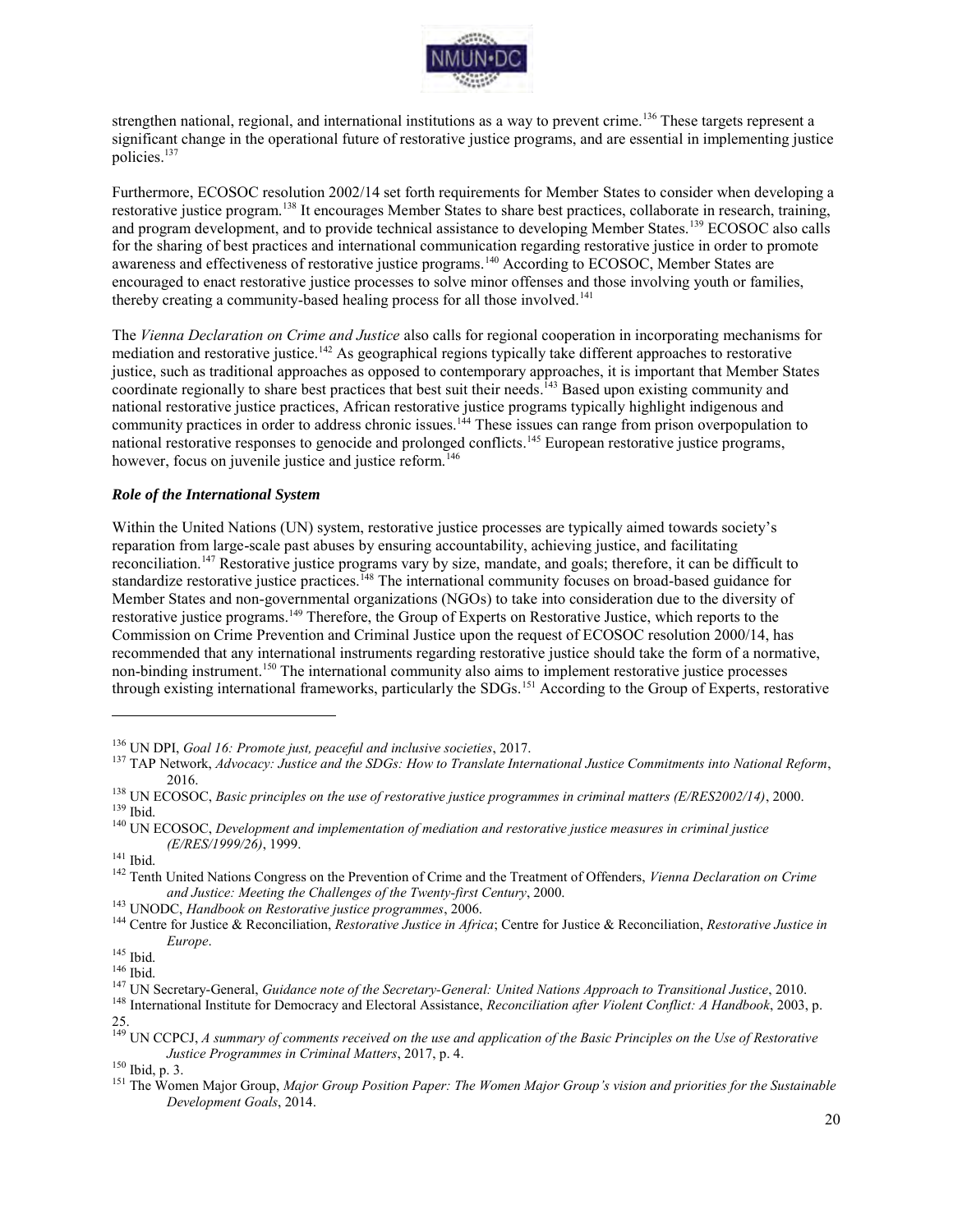strengthen national, regional, and international institutions as a way to prevent crime.[136] These targets represent a significant change in the operational future of restorative justice programs, and are essential in implementing justice policies.[137]

Furthermore, ECOSOC resolution 2002/14 set forth requirements for Member States to consider when developing a restorative justice program.[138] It encourages Member States to share best practices, collaborate in research, training, and program development, and to provide technical assistance to developing Member States.[139] ECOSOC also calls for the sharing of best practices and international communication regarding restorative justice in order to promote awareness and effectiveness of restorative justice programs.[140] According to ECOSOC, Member States are encouraged to enact restorative justice processes to solve minor offenses and those involving youth or families, thereby creating a community-based healing process for all those involved.[141]

The *Vienna Declaration on Crime and Justice* also calls for regional cooperation in incorporating mechanisms for mediation and restorative justice.[142] As geographical regions typically take different approaches to restorative justice, such as traditional approaches as opposed to contemporary approaches, it is important that Member States coordinate regionally to share best practices that best suit their needs.[143] Based upon existing community and national restorative justice practices, African restorative justice programs typically highlight indigenous and community practices in order to address chronic issues.[144] These issues can range from prison overpopulation to national restorative responses to genocide and prolonged conflicts.[145] European restorative justice programs, however, focus on juvenile justice and justice reform.[146]

### *Role of the International System*

Within the United Nations (UN) system, restorative justice processes are typically aimed towards society's reparation from large-scale past abuses by ensuring accountability, achieving justice, and facilitating reconciliation.[147] Restorative justice programs vary by size, mandate, and goals; therefore, it can be difficult to standardize restorative justice practices.[148] The international community focuses on broad-based guidance for Member States and non-governmental organizations (NGOs) to take into consideration due to the diversity of restorative justice programs.[149] Therefore, the Group of Experts on Restorative Justice, which reports to the Commission on Crime Prevention and Criminal Justice upon the request of ECOSOC resolution 2000/14, has recommended that any international instruments regarding restorative justice should take the form of a normative, non-binding instrument.[150] The international community also aims to implement restorative justice processes through existing international frameworks, particularly the SDGs.[151] According to the Group of Experts, restorative

---

[136] UN DPI, *Goal 16: Promote just, peaceful and inclusive societies*, 2017.

[137] TAP Network, *Advocacy: Justice and the SDGs: How to Translate International Justice Commitments into National Reform*, 2016.

[138] UN ECOSOC, *Basic principles on the use of restorative justice programmes in criminal matters (E/RES2002/14)*, 2000.

[139] Ibid.

[140] UN ECOSOC, *Development and implementation of mediation and restorative justice measures in criminal justice (E/RES/1999/26)*, 1999.

[141] Ibid.

[142] Tenth United Nations Congress on the Prevention of Crime and the Treatment of Offenders, *Vienna Declaration on Crime and Justice: Meeting the Challenges of the Twenty-first Century*, 2000.

[143] UNODC, *Handbook on Restorative justice programmes*, 2006.

[144] Centre for Justice & Reconciliation, *Restorative Justice in Africa*; Centre for Justice & Reconciliation, *Restorative Justice in Europe*.

[145] Ibid.

[146] Ibid.

[147] UN Secretary-General, *Guidance note of the Secretary-General: United Nations Approach to Transitional Justice*, 2010.

[148] International Institute for Democracy and Electoral Assistance, *Reconciliation after Violent Conflict: A Handbook*, 2003, p. 25.

[149] UN CCPCJ, *A summary of comments received on the use and application of the Basic Principles on the Use of Restorative Justice Programmes in Criminal Matters*, 2017, p. 4.

[150] Ibid, p. 3.

[151] The Women Major Group, *Major Group Position Paper: The Women Major Group's vision and priorities for the Sustainable Development Goals*, 2014.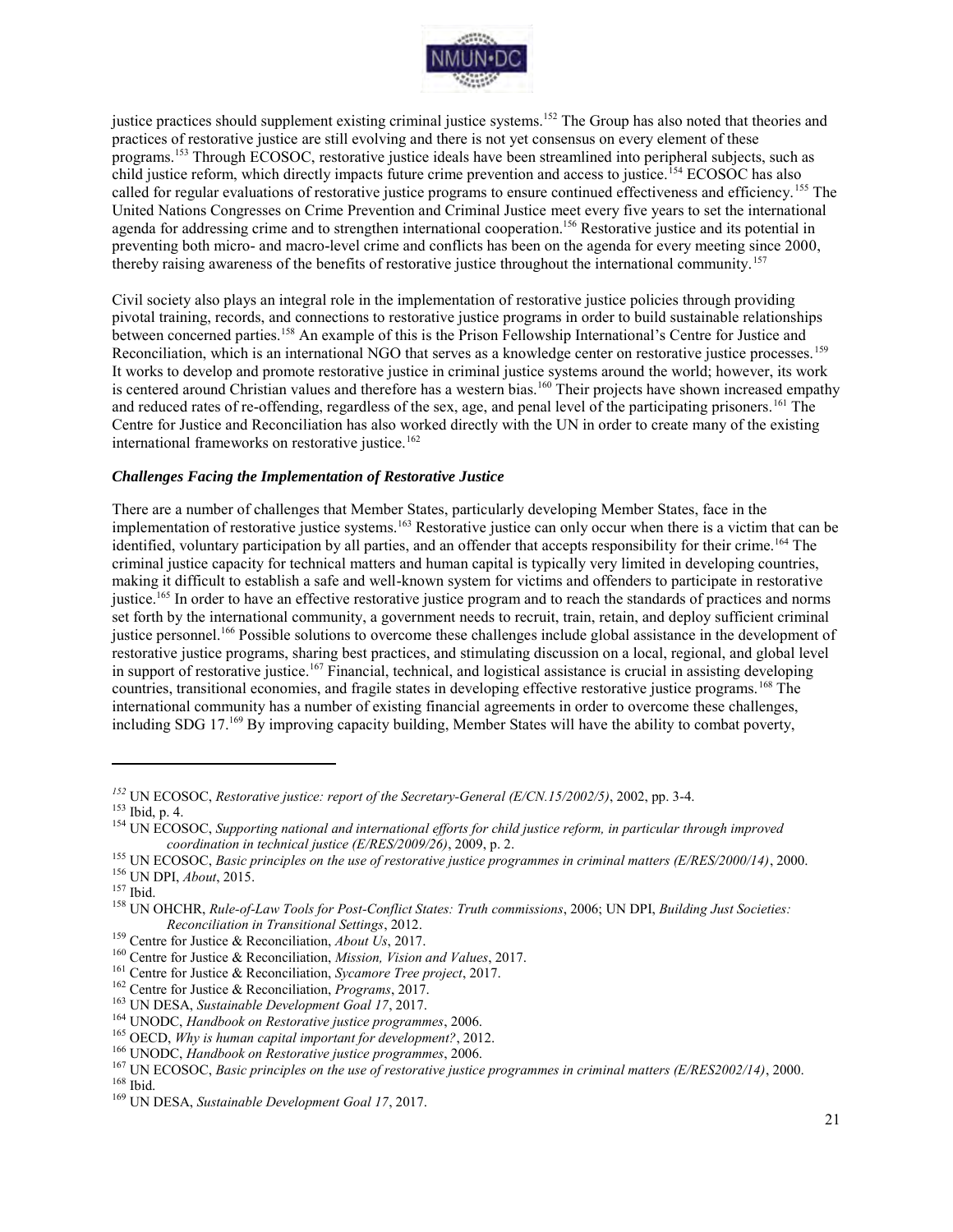justice practices should supplement existing criminal justice systems.[152] The Group has also noted that theories and practices of restorative justice are still evolving and there is not yet consensus on every element of these programs.[153] Through ECOSOC, restorative justice ideals have been streamlined into peripheral subjects, such as child justice reform, which directly impacts future crime prevention and access to justice.[154] ECOSOC has also called for regular evaluations of restorative justice programs to ensure continued effectiveness and efficiency.[155] The United Nations Congresses on Crime Prevention and Criminal Justice meet every five years to set the international agenda for addressing crime and to strengthen international cooperation.[156] Restorative justice and its potential in preventing both micro- and macro-level crime and conflicts has been on the agenda for every meeting since 2000, thereby raising awareness of the benefits of restorative justice throughout the international community.[157]

Civil society also plays an integral role in the implementation of restorative justice policies through providing pivotal training, records, and connections to restorative justice programs in order to build sustainable relationships between concerned parties.[158] An example of this is the Prison Fellowship International's Centre for Justice and Reconciliation, which is an international NGO that serves as a knowledge center on restorative justice processes.[159] It works to develop and promote restorative justice in criminal justice systems around the world; however, its work is centered around Christian values and therefore has a western bias.[160] Their projects have shown increased empathy and reduced rates of re-offending, regardless of the sex, age, and penal level of the participating prisoners.[161] The Centre for Justice and Reconciliation has also worked directly with the UN in order to create many of the existing international frameworks on restorative justice.[162]

### *Challenges Facing the Implementation of Restorative Justice*

There are a number of challenges that Member States, particularly developing Member States, face in the implementation of restorative justice systems.[163] Restorative justice can only occur when there is a victim that can be identified, voluntary participation by all parties, and an offender that accepts responsibility for their crime.[164] The criminal justice capacity for technical matters and human capital is typically very limited in developing countries, making it difficult to establish a safe and well-known system for victims and offenders to participate in restorative justice.[165] In order to have an effective restorative justice program and to reach the standards of practices and norms set forth by the international community, a government needs to recruit, train, retain, and deploy sufficient criminal justice personnel.[166] Possible solutions to overcome these challenges include global assistance in the development of restorative justice programs, sharing best practices, and stimulating discussion on a local, regional, and global level in support of restorative justice.[167] Financial, technical, and logistical assistance is crucial in assisting developing countries, transitional economies, and fragile states in developing effective restorative justice programs.[168] The international community has a number of existing financial agreements in order to overcome these challenges, including SDG 17.[169] By improving capacity building, Member States will have the ability to combat poverty,

---

[152] UN ECOSOC, *Restorative justice: report of the Secretary-General (E/CN.15/2002/5)*, 2002, pp. 3-4.
[153] Ibid, p. 4.
[154] UN ECOSOC, *Supporting national and international efforts for child justice reform, in particular through improved coordination in technical justice (E/RES/2009/26)*, 2009, p. 2.
[155] UN ECOSOC, *Basic principles on the use of restorative justice programmes in criminal matters (E/RES/2000/14)*, 2000.
[156] UN DPI, *About*, 2015.
[157] Ibid.
[158] UN OHCHR, *Rule-of-Law Tools for Post-Conflict States: Truth commissions*, 2006; UN DPI, *Building Just Societies: Reconciliation in Transitional Settings*, 2012.
[159] Centre for Justice & Reconciliation, *About Us*, 2017.
[160] Centre for Justice & Reconciliation, *Mission, Vision and Values*, 2017.
[161] Centre for Justice & Reconciliation, *Sycamore Tree project*, 2017.
[162] Centre for Justice & Reconciliation, *Programs*, 2017.
[163] UN DESA, *Sustainable Development Goal 17*, 2017.
[164] UNODC, *Handbook on Restorative justice programmes*, 2006.
[165] OECD, *Why is human capital important for development?*, 2012.
[166] UNODC, *Handbook on Restorative justice programmes*, 2006.
[167] UN ECOSOC, *Basic principles on the use of restorative justice programmes in criminal matters (E/RES2002/14)*, 2000.
[168] Ibid.
[169] UN DESA, *Sustainable Development Goal 17*, 2017.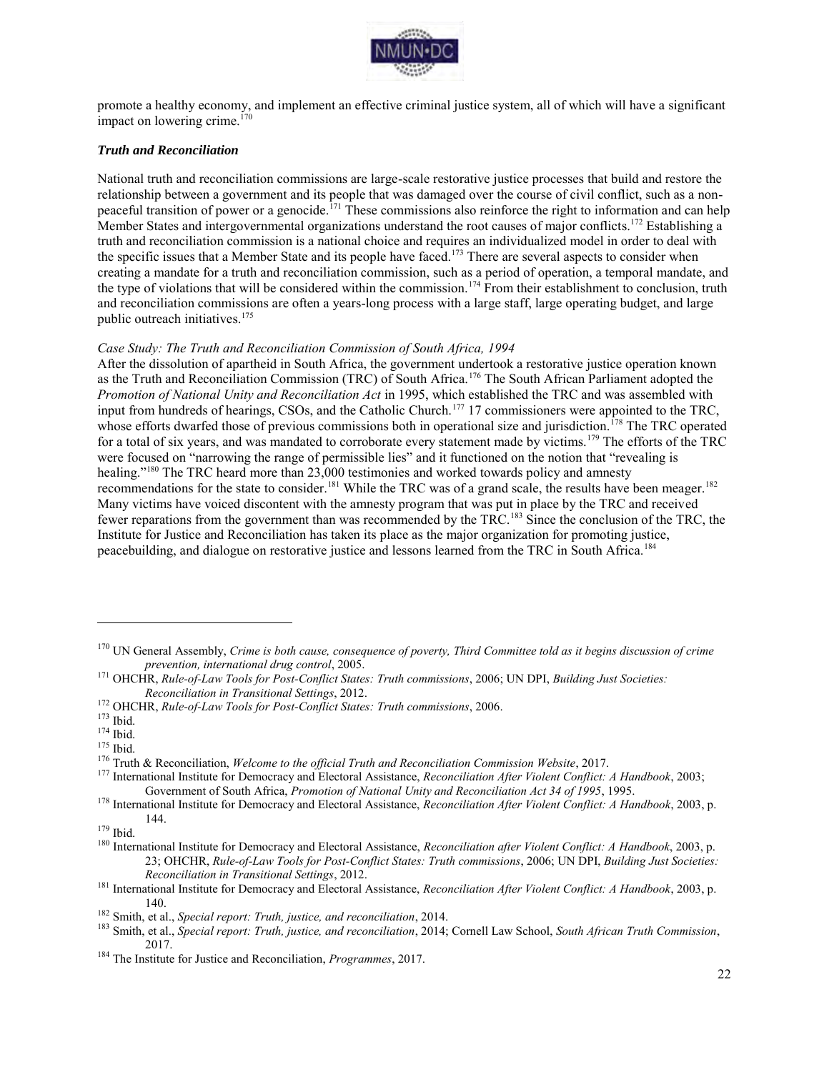promote a healthy economy, and implement an effective criminal justice system, all of which will have a significant impact on lowering crime.[170]

### *Truth and Reconciliation*

National truth and reconciliation commissions are large-scale restorative justice processes that build and restore the relationship between a government and its people that was damaged over the course of civil conflict, such as a non-peaceful transition of power or a genocide.[171] These commissions also reinforce the right to information and can help Member States and intergovernmental organizations understand the root causes of major conflicts.[172] Establishing a truth and reconciliation commission is a national choice and requires an individualized model in order to deal with the specific issues that a Member State and its people have faced.[173] There are several aspects to consider when creating a mandate for a truth and reconciliation commission, such as a period of operation, a temporal mandate, and the type of violations that will be considered within the commission.[174] From their establishment to conclusion, truth and reconciliation commissions are often a years-long process with a large staff, large operating budget, and large public outreach initiatives.[175]

*Case Study: The Truth and Reconciliation Commission of South Africa, 1994*

After the dissolution of apartheid in South Africa, the government undertook a restorative justice operation known as the Truth and Reconciliation Commission (TRC) of South Africa.[176] The South African Parliament adopted the *Promotion of National Unity and Reconciliation Act* in 1995, which established the TRC and was assembled with input from hundreds of hearings, CSOs, and the Catholic Church.[177] 17 commissioners were appointed to the TRC, whose efforts dwarfed those of previous commissions both in operational size and jurisdiction.[178] The TRC operated for a total of six years, and was mandated to corroborate every statement made by victims.[179] The efforts of the TRC were focused on "narrowing the range of permissible lies" and it functioned on the notion that "revealing is healing."[180] The TRC heard more than 23,000 testimonies and worked towards policy and amnesty recommendations for the state to consider.[181] While the TRC was of a grand scale, the results have been meager.[182] Many victims have voiced discontent with the amnesty program that was put in place by the TRC and received fewer reparations from the government than was recommended by the TRC.[183] Since the conclusion of the TRC, the Institute for Justice and Reconciliation has taken its place as the major organization for promoting justice, peacebuilding, and dialogue on restorative justice and lessons learned from the TRC in South Africa.[184]

---

[170] UN General Assembly, *Crime is both cause, consequence of poverty, Third Committee told as it begins discussion of crime prevention, international drug control*, 2005.

[171] OHCHR, *Rule-of-Law Tools for Post-Conflict States: Truth commissions*, 2006; UN DPI, *Building Just Societies: Reconciliation in Transitional Settings*, 2012.

[172] OHCHR, *Rule-of-Law Tools for Post-Conflict States: Truth commissions*, 2006.

[173] Ibid.

[174] Ibid.

[175] Ibid.

[176] Truth & Reconciliation, *Welcome to the official Truth and Reconciliation Commission Website*, 2017.

[177] International Institute for Democracy and Electoral Assistance, *Reconciliation After Violent Conflict: A Handbook*, 2003; Government of South Africa, *Promotion of National Unity and Reconciliation Act 34 of 1995*, 1995.

[178] International Institute for Democracy and Electoral Assistance, *Reconciliation After Violent Conflict: A Handbook*, 2003, p. 144.

[179] Ibid.

[180] International Institute for Democracy and Electoral Assistance, *Reconciliation after Violent Conflict: A Handbook*, 2003, p. 23; OHCHR, *Rule-of-Law Tools for Post-Conflict States: Truth commissions*, 2006; UN DPI, *Building Just Societies: Reconciliation in Transitional Settings*, 2012.

[181] International Institute for Democracy and Electoral Assistance, *Reconciliation After Violent Conflict: A Handbook*, 2003, p. 140.

[182] Smith, et al., *Special report: Truth, justice, and reconciliation*, 2014.

[183] Smith, et al., *Special report: Truth, justice, and reconciliation*, 2014; Cornell Law School, *South African Truth Commission*, 2017.

[184] The Institute for Justice and Reconciliation, *Programmes*, 2017.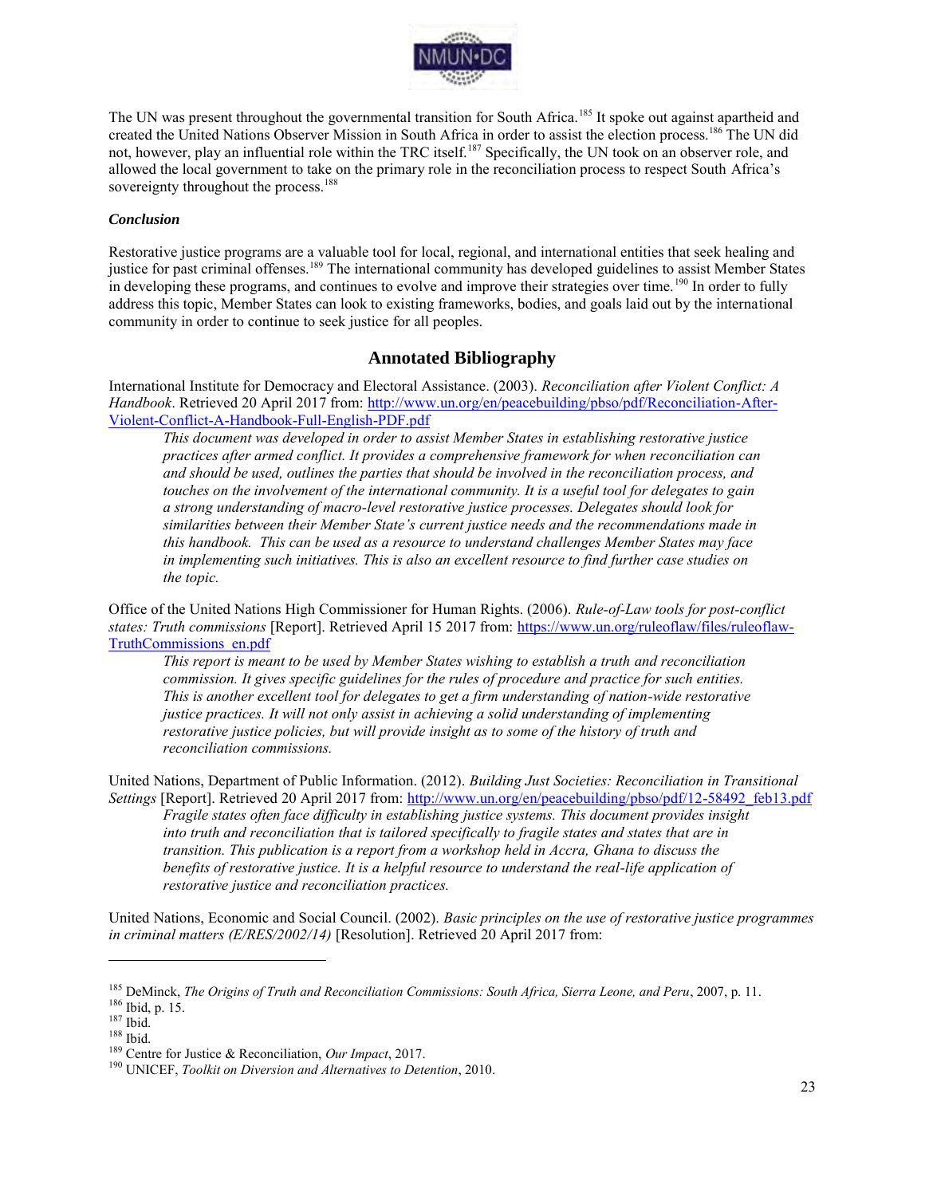The UN was present throughout the governmental transition for South Africa.[185] It spoke out against apartheid and created the United Nations Observer Mission in South Africa in order to assist the election process.[186] The UN did not, however, play an influential role within the TRC itself.[187] Specifically, the UN took on an observer role, and allowed the local government to take on the primary role in the reconciliation process to respect South Africa's sovereignty throughout the process.[188]

### *Conclusion*

Restorative justice programs are a valuable tool for local, regional, and international entities that seek healing and justice for past criminal offenses.[189] The international community has developed guidelines to assist Member States in developing these programs, and continues to evolve and improve their strategies over time.[190] In order to fully address this topic, Member States can look to existing frameworks, bodies, and goals laid out by the international community in order to continue to seek justice for all peoples.

## Annotated Bibliography

International Institute for Democracy and Electoral Assistance. (2003). *Reconciliation after Violent Conflict: A Handbook*. Retrieved 20 April 2017 from: http://www.un.org/en/peacebuilding/pbso/pdf/Reconciliation-After-Violent-Conflict-A-Handbook-Full-English-PDF.pdf

> *This document was developed in order to assist Member States in establishing restorative justice practices after armed conflict. It provides a comprehensive framework for when reconciliation can and should be used, outlines the parties that should be involved in the reconciliation process, and touches on the involvement of the international community. It is a useful tool for delegates to gain a strong understanding of macro-level restorative justice processes. Delegates should look for similarities between their Member State's current justice needs and the recommendations made in this handbook. This can be used as a resource to understand challenges Member States may face in implementing such initiatives. This is also an excellent resource to find further case studies on the topic.*

Office of the United Nations High Commissioner for Human Rights. (2006). *Rule-of-Law tools for post-conflict states: Truth commissions* [Report]. Retrieved April 15 2017 from: https://www.un.org/ruleoflaw/files/ruleoflaw-TruthCommissions_en.pdf

> *This report is meant to be used by Member States wishing to establish a truth and reconciliation commission. It gives specific guidelines for the rules of procedure and practice for such entities. This is another excellent tool for delegates to get a firm understanding of nation-wide restorative justice practices. It will not only assist in achieving a solid understanding of implementing restorative justice policies, but will provide insight as to some of the history of truth and reconciliation commissions.*

United Nations, Department of Public Information. (2012). *Building Just Societies: Reconciliation in Transitional Settings* [Report]. Retrieved 20 April 2017 from: http://www.un.org/en/peacebuilding/pbso/pdf/12-58492_feb13.pdf

> *Fragile states often face difficulty in establishing justice systems. This document provides insight into truth and reconciliation that is tailored specifically to fragile states and states that are in transition. This publication is a report from a workshop held in Accra, Ghana to discuss the benefits of restorative justice. It is a helpful resource to understand the real-life application of restorative justice and reconciliation practices.*

United Nations, Economic and Social Council. (2002). *Basic principles on the use of restorative justice programmes in criminal matters (E/RES/2002/14)* [Resolution]. Retrieved 20 April 2017 from:

---

[185] DeMinck, *The Origins of Truth and Reconciliation Commissions: South Africa, Sierra Leone, and Peru*, 2007, p. 11.
[186] Ibid, p. 15.
[187] Ibid.
[188] Ibid.
[189] Centre for Justice & Reconciliation, *Our Impact*, 2017.
[190] UNICEF, *Toolkit on Diversion and Alternatives to Detention*, 2010.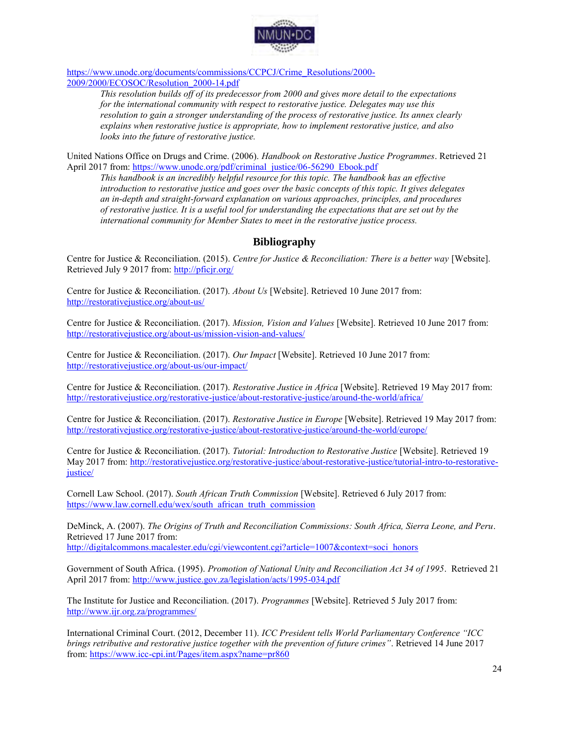https://www.unodc.org/documents/commissions/CCPCJ/Crime_Resolutions/2000-2009/2000/ECOSOC/Resolution_2000-14.pdf

> *This resolution builds off of its predecessor from 2000 and gives more detail to the expectations for the international community with respect to restorative justice. Delegates may use this resolution to gain a stronger understanding of the process of restorative justice. Its annex clearly explains when restorative justice is appropriate, how to implement restorative justice, and also looks into the future of restorative justice.*

United Nations Office on Drugs and Crime. (2006). *Handbook on Restorative Justice Programmes*. Retrieved 21 April 2017 from: https://www.unodc.org/pdf/criminal_justice/06-56290_Ebook.pdf

> *This handbook is an incredibly helpful resource for this topic. The handbook has an effective introduction to restorative justice and goes over the basic concepts of this topic. It gives delegates an in-depth and straight-forward explanation on various approaches, principles, and procedures of restorative justice. It is a useful tool for understanding the expectations that are set out by the international community for Member States to meet in the restorative justice process.*

## Bibliography

Centre for Justice & Reconciliation. (2015). *Centre for Justice & Reconciliation: There is a better way* [Website]. Retrieved July 9 2017 from: http://pficjr.org/

Centre for Justice & Reconciliation. (2017). *About Us* [Website]. Retrieved 10 June 2017 from: http://restorativejustice.org/about-us/

Centre for Justice & Reconciliation. (2017). *Mission, Vision and Values* [Website]. Retrieved 10 June 2017 from: http://restorativejustice.org/about-us/mission-vision-and-values/

Centre for Justice & Reconciliation. (2017). *Our Impact* [Website]. Retrieved 10 June 2017 from: http://restorativejustice.org/about-us/our-impact/

Centre for Justice & Reconciliation. (2017). *Restorative Justice in Africa* [Website]. Retrieved 19 May 2017 from: http://restorativejustice.org/restorative-justice/about-restorative-justice/around-the-world/africa/

Centre for Justice & Reconciliation. (2017). *Restorative Justice in Europe* [Website]. Retrieved 19 May 2017 from: http://restorativejustice.org/restorative-justice/about-restorative-justice/around-the-world/europe/

Centre for Justice & Reconciliation. (2017). *Tutorial: Introduction to Restorative Justice* [Website]. Retrieved 19 May 2017 from: http://restorativejustice.org/restorative-justice/about-restorative-justice/tutorial-intro-to-restorative-justice/

Cornell Law School. (2017). *South African Truth Commission* [Website]. Retrieved 6 July 2017 from: https://www.law.cornell.edu/wex/south_african_truth_commission

DeMinck, A. (2007). *The Origins of Truth and Reconciliation Commissions: South Africa, Sierra Leone, and Peru*. Retrieved 17 June 2017 from: http://digitalcommons.macalester.edu/cgi/viewcontent.cgi?article=1007&context=soci_honors

Government of South Africa. (1995). *Promotion of National Unity and Reconciliation Act 34 of 1995*. Retrieved 21 April 2017 from: http://www.justice.gov.za/legislation/acts/1995-034.pdf

The Institute for Justice and Reconciliation. (2017). *Programmes* [Website]. Retrieved 5 July 2017 from: http://www.ijr.org.za/programmes/

International Criminal Court. (2012, December 11). *ICC President tells World Parliamentary Conference "ICC brings retributive and restorative justice together with the prevention of future crimes"*. Retrieved 14 June 2017 from: https://www.icc-cpi.int/Pages/item.aspx?name=pr860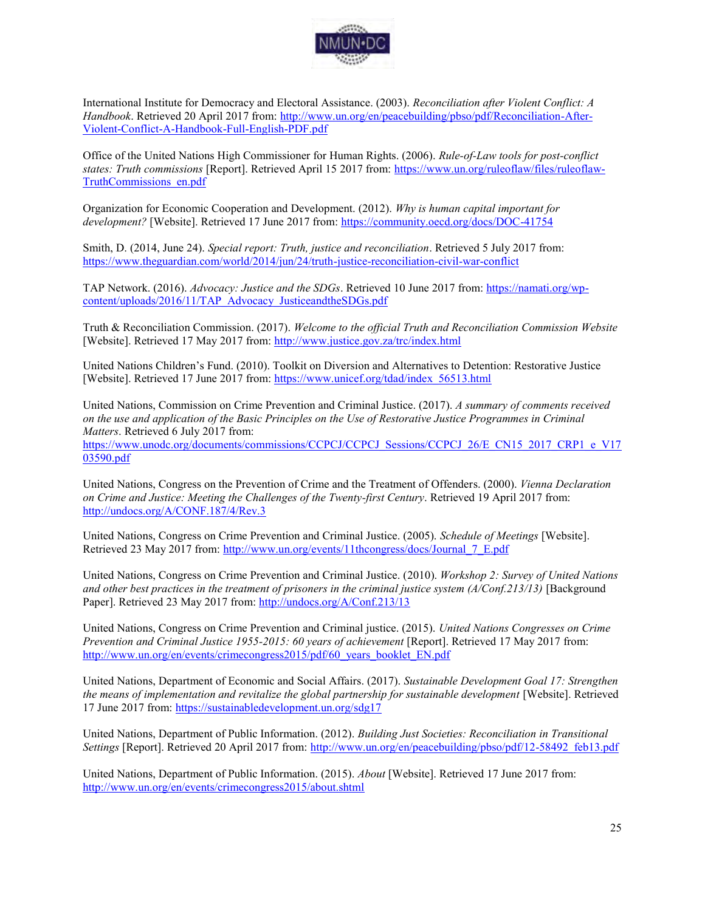International Institute for Democracy and Electoral Assistance. (2003). *Reconciliation after Violent Conflict: A Handbook*. Retrieved 20 April 2017 from: http://www.un.org/en/peacebuilding/pbso/pdf/Reconciliation-After-Violent-Conflict-A-Handbook-Full-English-PDF.pdf

Office of the United Nations High Commissioner for Human Rights. (2006). *Rule-of-Law tools for post-conflict states: Truth commissions* [Report]. Retrieved April 15 2017 from: https://www.un.org/ruleoflaw/files/ruleoflaw-TruthCommissions_en.pdf

Organization for Economic Cooperation and Development. (2012). *Why is human capital important for development?* [Website]. Retrieved 17 June 2017 from: https://community.oecd.org/docs/DOC-41754

Smith, D. (2014, June 24). *Special report: Truth, justice and reconciliation*. Retrieved 5 July 2017 from: https://www.theguardian.com/world/2014/jun/24/truth-justice-reconciliation-civil-war-conflict

TAP Network. (2016). *Advocacy: Justice and the SDGs*. Retrieved 10 June 2017 from: https://namati.org/wp-content/uploads/2016/11/TAP_Advocacy_JusticeandtheSDGs.pdf

Truth & Reconciliation Commission. (2017). *Welcome to the official Truth and Reconciliation Commission Website* [Website]. Retrieved 17 May 2017 from: http://www.justice.gov.za/trc/index.html

United Nations Children's Fund. (2010). Toolkit on Diversion and Alternatives to Detention: Restorative Justice [Website]. Retrieved 17 June 2017 from: https://www.unicef.org/tdad/index_56513.html

United Nations, Commission on Crime Prevention and Criminal Justice. (2017). *A summary of comments received on the use and application of the Basic Principles on the Use of Restorative Justice Programmes in Criminal Matters*. Retrieved 6 July 2017 from: https://www.unodc.org/documents/commissions/CCPCJ/CCPCJ_Sessions/CCPCJ_26/E_CN15_2017_CRP1_e_V1703590.pdf

United Nations, Congress on the Prevention of Crime and the Treatment of Offenders. (2000). *Vienna Declaration on Crime and Justice: Meeting the Challenges of the Twenty-first Century*. Retrieved 19 April 2017 from: http://undocs.org/A/CONF.187/4/Rev.3

United Nations, Congress on Crime Prevention and Criminal Justice. (2005). *Schedule of Meetings* [Website]. Retrieved 23 May 2017 from: http://www.un.org/events/11thcongress/docs/Journal_7_E.pdf

United Nations, Congress on Crime Prevention and Criminal Justice. (2010). *Workshop 2: Survey of United Nations and other best practices in the treatment of prisoners in the criminal justice system (A/Conf.213/13)* [Background Paper]. Retrieved 23 May 2017 from: http://undocs.org/A/Conf.213/13

United Nations, Congress on Crime Prevention and Criminal justice. (2015). *United Nations Congresses on Crime Prevention and Criminal Justice 1955-2015: 60 years of achievement* [Report]. Retrieved 17 May 2017 from: http://www.un.org/en/events/crimecongress2015/pdf/60_years_booklet_EN.pdf

United Nations, Department of Economic and Social Affairs. (2017). *Sustainable Development Goal 17: Strengthen the means of implementation and revitalize the global partnership for sustainable development* [Website]. Retrieved 17 June 2017 from: https://sustainabledevelopment.un.org/sdg17

United Nations, Department of Public Information. (2012). *Building Just Societies: Reconciliation in Transitional Settings* [Report]. Retrieved 20 April 2017 from: http://www.un.org/en/peacebuilding/pbso/pdf/12-58492_feb13.pdf

United Nations, Department of Public Information. (2015). *About* [Website]. Retrieved 17 June 2017 from: http://www.un.org/en/events/crimecongress2015/about.shtml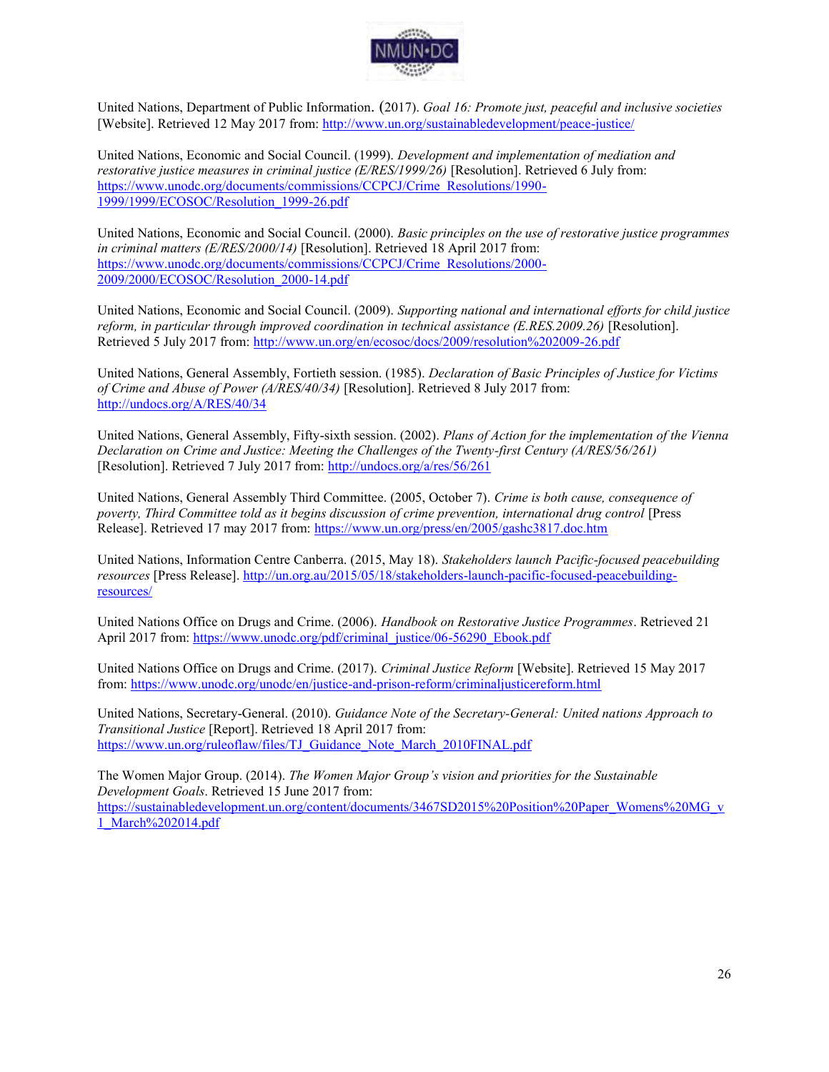United Nations, Department of Public Information. (2017). *Goal 16: Promote just, peaceful and inclusive societies* [Website]. Retrieved 12 May 2017 from: http://www.un.org/sustainabledevelopment/peace-justice/

United Nations, Economic and Social Council. (1999). *Development and implementation of mediation and restorative justice measures in criminal justice (E/RES/1999/26)* [Resolution]. Retrieved 6 July from: https://www.unodc.org/documents/commissions/CCPCJ/Crime_Resolutions/1990-1999/1999/ECOSOC/Resolution_1999-26.pdf

United Nations, Economic and Social Council. (2000). *Basic principles on the use of restorative justice programmes in criminal matters (E/RES/2000/14)* [Resolution]. Retrieved 18 April 2017 from: https://www.unodc.org/documents/commissions/CCPCJ/Crime_Resolutions/2000-2009/2000/ECOSOC/Resolution_2000-14.pdf

United Nations, Economic and Social Council. (2009). *Supporting national and international efforts for child justice reform, in particular through improved coordination in technical assistance (E.RES.2009.26)* [Resolution]. Retrieved 5 July 2017 from: http://www.un.org/en/ecosoc/docs/2009/resolution%202009-26.pdf

United Nations, General Assembly, Fortieth session. (1985). *Declaration of Basic Principles of Justice for Victims of Crime and Abuse of Power (A/RES/40/34)* [Resolution]. Retrieved 8 July 2017 from: http://undocs.org/A/RES/40/34

United Nations, General Assembly, Fifty-sixth session. (2002). *Plans of Action for the implementation of the Vienna Declaration on Crime and Justice: Meeting the Challenges of the Twenty-first Century (A/RES/56/261)* [Resolution]. Retrieved 7 July 2017 from: http://undocs.org/a/res/56/261

United Nations, General Assembly Third Committee. (2005, October 7). *Crime is both cause, consequence of poverty, Third Committee told as it begins discussion of crime prevention, international drug control* [Press Release]. Retrieved 17 may 2017 from: https://www.un.org/press/en/2005/gashc3817.doc.htm

United Nations, Information Centre Canberra. (2015, May 18). *Stakeholders launch Pacific-focused peacebuilding resources* [Press Release]. http://un.org.au/2015/05/18/stakeholders-launch-pacific-focused-peacebuilding-resources/

United Nations Office on Drugs and Crime. (2006). *Handbook on Restorative Justice Programmes*. Retrieved 21 April 2017 from: https://www.unodc.org/pdf/criminal_justice/06-56290_Ebook.pdf

United Nations Office on Drugs and Crime. (2017). *Criminal Justice Reform* [Website]. Retrieved 15 May 2017 from: https://www.unodc.org/unodc/en/justice-and-prison-reform/criminaljusticereform.html

United Nations, Secretary-General. (2010). *Guidance Note of the Secretary-General: United nations Approach to Transitional Justice* [Report]. Retrieved 18 April 2017 from: https://www.un.org/ruleoflaw/files/TJ_Guidance_Note_March_2010FINAL.pdf

The Women Major Group. (2014). *The Women Major Group's vision and priorities for the Sustainable Development Goals*. Retrieved 15 June 2017 from: https://sustainabledevelopment.un.org/content/documents/3467SD2015%20Position%20Paper_Womens%20MG_v1_March%202014.pdf